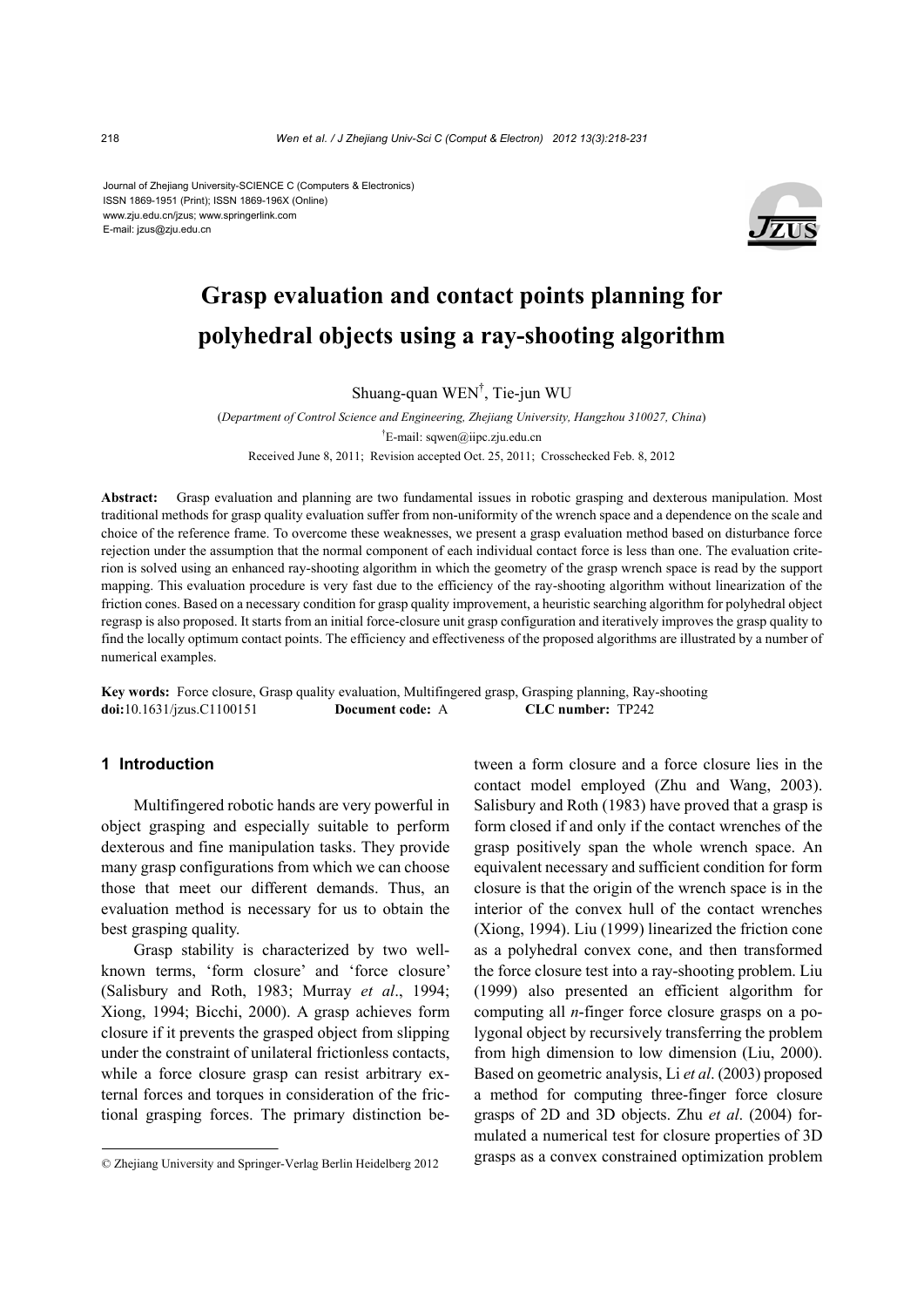Journal of Zhejiang University-SCIENCE C (Computers & Electronics)
ISSN 1869-1951 (Print); ISSN 1869-196X (Online)
www.zju.edu.cn/jzus; www.springerlink.com
E-mail: jzus@zju.edu.cn

# Grasp evaluation and contact points planning for polyhedral objects using a ray-shooting algorithm

Shuang-quan WEN[†], Tie-jun WU

(*Department of Control Science and Engineering, Zhejiang University, Hangzhou 310027, China*)

[†]E-mail: sqwen@iipc.zju.edu.cn

Received June 8, 2011; Revision accepted Oct. 25, 2011; Crosschecked Feb. 8, 2012

**Abstract:** Grasp evaluation and planning are two fundamental issues in robotic grasping and dexterous manipulation. Most traditional methods for grasp quality evaluation suffer from non-uniformity of the wrench space and a dependence on the scale and choice of the reference frame. To overcome these weaknesses, we present a grasp evaluation method based on disturbance force rejection under the assumption that the normal component of each individual contact force is less than one. The evaluation criterion is solved using an enhanced ray-shooting algorithm in which the geometry of the grasp wrench space is read by the support mapping. This evaluation procedure is very fast due to the efficiency of the ray-shooting algorithm without linearization of the friction cones. Based on a necessary condition for grasp quality improvement, a heuristic searching algorithm for polyhedral object regrasp is also proposed. It starts from an initial force-closure unit grasp configuration and iteratively improves the grasp quality to find the locally optimum contact points. The efficiency and effectiveness of the proposed algorithms are illustrated by a number of numerical examples.

**Key words:** Force closure, Grasp quality evaluation, Multifingered grasp, Grasping planning, Ray-shooting
**doi:**10.1631/jzus.C1100151 **Document code:** A **CLC number:** TP242

## 1 Introduction

Multifingered robotic hands are very powerful in object grasping and especially suitable to perform dexterous and fine manipulation tasks. They provide many grasp configurations from which we can choose those that meet our different demands. Thus, an evaluation method is necessary for us to obtain the best grasping quality.

Grasp stability is characterized by two well-known terms, 'form closure' and 'force closure' (Salisbury and Roth, 1983; Murray *et al*., 1994; Xiong, 1994; Bicchi, 2000). A grasp achieves form closure if it prevents the grasped object from slipping under the constraint of unilateral frictionless contacts, while a force closure grasp can resist arbitrary external forces and torques in consideration of the frictional grasping forces. The primary distinction between a form closure and a force closure lies in the contact model employed (Zhu and Wang, 2003). Salisbury and Roth (1983) have proved that a grasp is form closed if and only if the contact wrenches of the grasp positively span the whole wrench space. An equivalent necessary and sufficient condition for form closure is that the origin of the wrench space is in the interior of the convex hull of the contact wrenches (Xiong, 1994). Liu (1999) linearized the friction cone as a polyhedral convex cone, and then transformed the force closure test into a ray-shooting problem. Liu (1999) also presented an efficient algorithm for computing all *n*-finger force closure grasps on a polygonal object by recursively transferring the problem from high dimension to low dimension (Liu, 2000). Based on geometric analysis, Li *et al*. (2003) proposed a method for computing three-finger force closure grasps of 2D and 3D objects. Zhu *et al*. (2004) formulated a numerical test for closure properties of 3D grasps as a convex constrained optimization problem

© Zhejiang University and Springer-Verlag Berlin Heidelberg 2012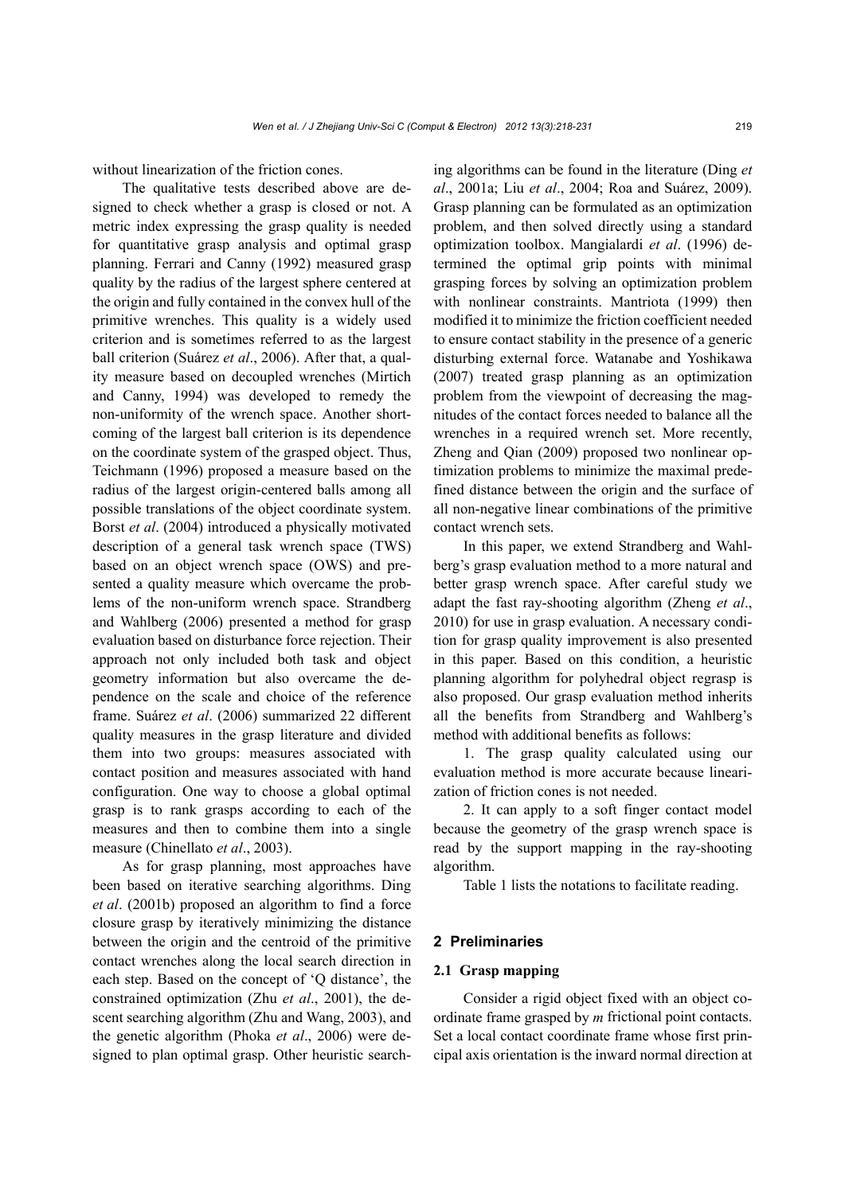without linearization of the friction cones.

The qualitative tests described above are designed to check whether a grasp is closed or not. A metric index expressing the grasp quality is needed for quantitative grasp analysis and optimal grasp planning. Ferrari and Canny (1992) measured grasp quality by the radius of the largest sphere centered at the origin and fully contained in the convex hull of the primitive wrenches. This quality is a widely used criterion and is sometimes referred to as the largest ball criterion (Suárez *et al*., 2006). After that, a quality measure based on decoupled wrenches (Mirtich and Canny, 1994) was developed to remedy the non-uniformity of the wrench space. Another shortcoming of the largest ball criterion is its dependence on the coordinate system of the grasped object. Thus, Teichmann (1996) proposed a measure based on the radius of the largest origin-centered balls among all possible translations of the object coordinate system. Borst *et al*. (2004) introduced a physically motivated description of a general task wrench space (TWS) based on an object wrench space (OWS) and presented a quality measure which overcame the problems of the non-uniform wrench space. Strandberg and Wahlberg (2006) presented a method for grasp evaluation based on disturbance force rejection. Their approach not only included both task and object geometry information but also overcame the dependence on the scale and choice of the reference frame. Suárez *et al*. (2006) summarized 22 different quality measures in the grasp literature and divided them into two groups: measures associated with contact position and measures associated with hand configuration. One way to choose a global optimal grasp is to rank grasps according to each of the measures and then to combine them into a single measure (Chinellato *et al*., 2003).

As for grasp planning, most approaches have been based on iterative searching algorithms. Ding *et al*. (2001b) proposed an algorithm to find a force closure grasp by iteratively minimizing the distance between the origin and the centroid of the primitive contact wrenches along the local search direction in each step. Based on the concept of 'Q distance', the constrained optimization (Zhu *et al*., 2001), the descent searching algorithm (Zhu and Wang, 2003), and the genetic algorithm (Phoka *et al*., 2006) were designed to plan optimal grasp. Other heuristic searching algorithms can be found in the literature (Ding *et al*., 2001a; Liu *et al*., 2004; Roa and Suárez, 2009). Grasp planning can be formulated as an optimization problem, and then solved directly using a standard optimization toolbox. Mangialardi *et al*. (1996) determined the optimal grip points with minimal grasping forces by solving an optimization problem with nonlinear constraints. Mantriota (1999) then modified it to minimize the friction coefficient needed to ensure contact stability in the presence of a generic disturbing external force. Watanabe and Yoshikawa (2007) treated grasp planning as an optimization problem from the viewpoint of decreasing the magnitudes of the contact forces needed to balance all the wrenches in a required wrench set. More recently, Zheng and Qian (2009) proposed two nonlinear optimization problems to minimize the maximal predefined distance between the origin and the surface of all non-negative linear combinations of the primitive contact wrench sets.

In this paper, we extend Strandberg and Wahlberg's grasp evaluation method to a more natural and better grasp wrench space. After careful study we adapt the fast ray-shooting algorithm (Zheng *et al*., 2010) for use in grasp evaluation. A necessary condition for grasp quality improvement is also presented in this paper. Based on this condition, a heuristic planning algorithm for polyhedral object regrasp is also proposed. Our grasp evaluation method inherits all the benefits from Strandberg and Wahlberg's method with additional benefits as follows:

1. The grasp quality calculated using our evaluation method is more accurate because linearization of friction cones is not needed.

2. It can apply to a soft finger contact model because the geometry of the grasp wrench space is read by the support mapping in the ray-shooting algorithm.

Table 1 lists the notations to facilitate reading.

## 2 Preliminaries

### 2.1 Grasp mapping

Consider a rigid object fixed with an object coordinate frame grasped by $m$ frictional point contacts. Set a local contact coordinate frame whose first principal axis orientation is the inward normal direction at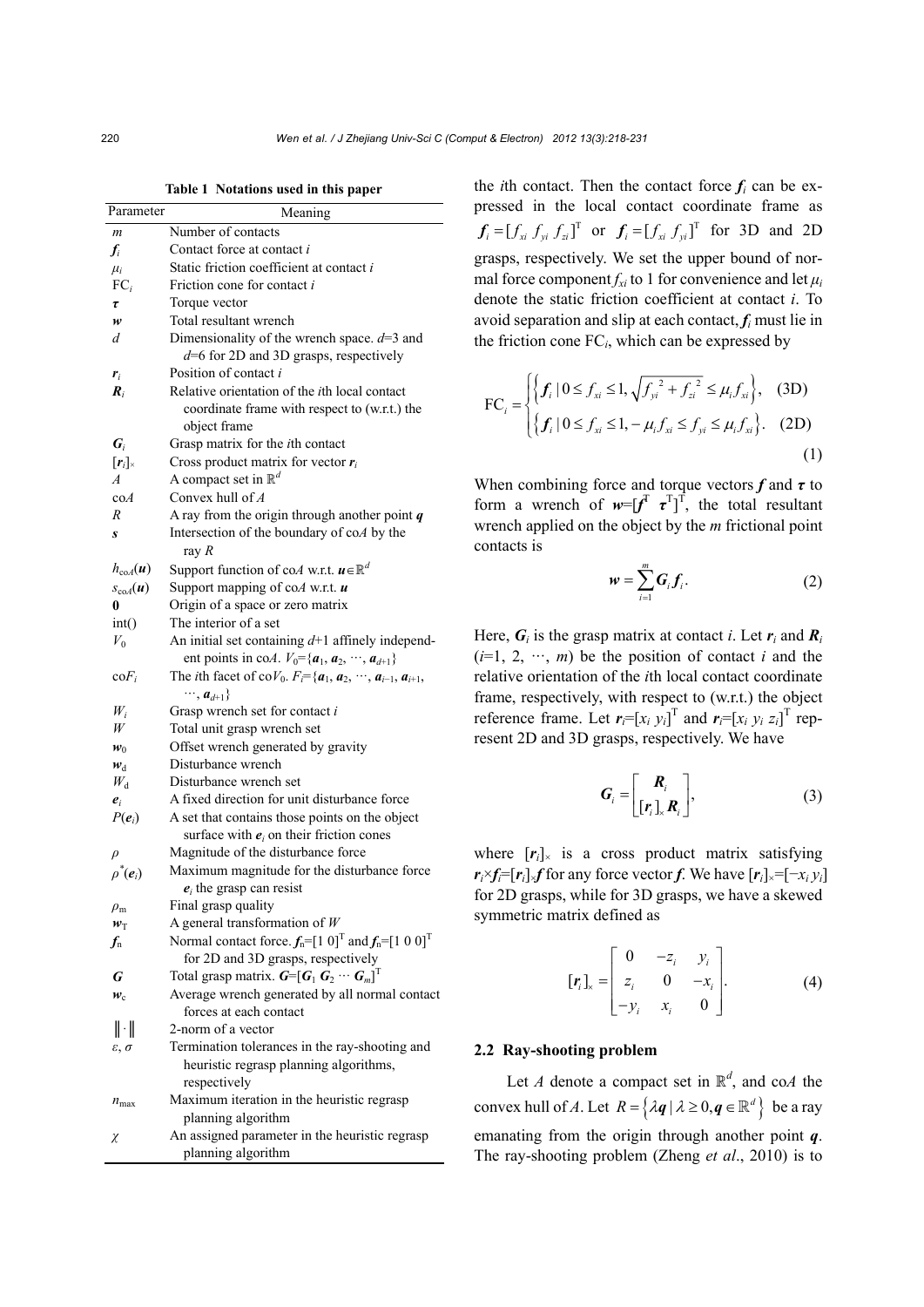**Table 1 Notations used in this paper**

| Parameter | Meaning |
|---|---|
| $m$ | Number of contacts |
| $\boldsymbol{f}_i$ | Contact force at contact $i$ |
| $\mu_i$ | Static friction coefficient at contact $i$ |
| $\mathrm{FC}_i$ | Friction cone for contact $i$ |
| $\boldsymbol{\tau}$ | Torque vector |
| $\boldsymbol{w}$ | Total resultant wrench |
| $d$ | Dimensionality of the wrench space. $d$=3 and $d$=6 for 2D and 3D grasps, respectively |
| $\boldsymbol{r}_i$ | Position of contact $i$ |
| $\boldsymbol{R}_i$ | Relative orientation of the $i$th local contact coordinate frame with respect to (w.r.t.) the object frame |
| $\boldsymbol{G}_i$ | Grasp matrix for the $i$th contact |
| $[\boldsymbol{r}_i]_\times$ | Cross product matrix for vector $\boldsymbol{r}_i$ |
| $A$ | A compact set in $\mathbb{R}^d$ |
| co$A$ | Convex hull of $A$ |
| $R$ | A ray from the origin through another point $\boldsymbol{q}$ |
| $\boldsymbol{s}$ | Intersection of the boundary of co$A$ by the ray $R$ |
| $h_{\mathrm{co}A}(\boldsymbol{u})$ | Support function of co$A$ w.r.t. $\boldsymbol{u}\in\mathbb{R}^d$ |
| $s_{\mathrm{co}A}(\boldsymbol{u})$ | Support mapping of co$A$ w.r.t. $\boldsymbol{u}$ |
| $\boldsymbol{0}$ | Origin of a space or zero matrix |
| int() | The interior of a set |
| $V_0$ | An initial set containing $d$+1 affinely independent points in co$A$. $V_0=\{\boldsymbol{a}_1, \boldsymbol{a}_2, \cdots, \boldsymbol{a}_{d+1}\}$ |
| co$F_i$ | The $i$th facet of co$V_0$. $F_i=\{\boldsymbol{a}_1, \boldsymbol{a}_2, \cdots, \boldsymbol{a}_{i-1}, \boldsymbol{a}_{i+1}, \cdots, \boldsymbol{a}_{d+1}\}$ |
| $W_i$ | Grasp wrench set for contact $i$ |
| $W$ | Total unit grasp wrench set |
| $\boldsymbol{w}_0$ | Offset wrench generated by gravity |
| $\boldsymbol{w}_\mathrm{d}$ | Disturbance wrench |
| $W_\mathrm{d}$ | Disturbance wrench set |
| $\boldsymbol{e}_i$ | A fixed direction for unit disturbance force |
| $P(\boldsymbol{e}_i)$ | A set that contains those points on the object surface with $\boldsymbol{e}_i$ on their friction cones |
| $\rho$ | Magnitude of the disturbance force |
| $\rho^*(\boldsymbol{e}_i)$ | Maximum magnitude for the disturbance force $\boldsymbol{e}_i$ the grasp can resist |
| $\rho_\mathrm{m}$ | Final grasp quality |
| $\boldsymbol{w}_\mathrm{T}$ | A general transformation of $W$ |
| $\boldsymbol{f}_\mathrm{n}$ | Normal contact force. $\boldsymbol{f}_\mathrm{n}=[1\ 0]^\mathrm{T}$ and $\boldsymbol{f}_\mathrm{n}=[1\ 0\ 0]^\mathrm{T}$ for 2D and 3D grasps, respectively |
| $\boldsymbol{G}$ | Total grasp matrix. $\boldsymbol{G}=[\boldsymbol{G}_1\ \boldsymbol{G}_2\ \cdots\ \boldsymbol{G}_m]^\mathrm{T}$ |
| $\boldsymbol{w}_\mathrm{c}$ | Average wrench generated by all normal contact forces at each contact |
| $\lVert\cdot\rVert$ | 2-norm of a vector |
| $\varepsilon$, $\sigma$ | Termination tolerances in the ray-shooting and heuristic regrasp planning algorithms, respectively |
| $n_{\max}$ | Maximum iteration in the heuristic regrasp planning algorithm |
| $\chi$ | An assigned parameter in the heuristic regrasp planning algorithm |

the $i$th contact. Then the contact force $\boldsymbol{f}_i$ can be expressed in the local contact coordinate frame as $\boldsymbol{f}_i=[f_{xi}\ f_{yi}\ f_{zi}]^\mathrm{T}$ or $\boldsymbol{f}_i=[f_{xi}\ f_{yi}]^\mathrm{T}$ for 3D and 2D grasps, respectively. We set the upper bound of normal force component $f_{xi}$ to 1 for convenience and let $\mu_i$ denote the static friction coefficient at contact $i$. To avoid separation and slip at each contact, $\boldsymbol{f}_i$ must lie in the friction cone $\mathrm{FC}_i$, which can be expressed by

$$\mathrm{FC}_i=\begin{cases}\left\{\boldsymbol{f}_i \mid 0\le f_{xi}\le 1, \sqrt{f_{yi}^{\ 2}+f_{zi}^{\ 2}}\le \mu_i f_{xi}\right\}, & \text{(3D)}\\ \left\{\boldsymbol{f}_i \mid 0\le f_{xi}\le 1, -\mu_i f_{xi}\le f_{yi}\le \mu_i f_{xi}\right\}. & \text{(2D)}\end{cases} \tag{1}$$

When combining force and torque vectors $\boldsymbol{f}$ and $\boldsymbol{\tau}$ to form a wrench of $\boldsymbol{w}=[\boldsymbol{f}^\mathrm{T}\ \boldsymbol{\tau}^\mathrm{T}]^\mathrm{T}$, the total resultant wrench applied on the object by the $m$ frictional point contacts is

$$\boldsymbol{w}=\sum_{i=1}^{m}\boldsymbol{G}_i\boldsymbol{f}_i. \tag{2}$$

Here, $\boldsymbol{G}_i$ is the grasp matrix at contact $i$. Let $\boldsymbol{r}_i$ and $\boldsymbol{R}_i$ ($i$=1, 2, $\cdots$, $m$) be the position of contact $i$ and the relative orientation of the $i$th local contact coordinate frame, respectively, with respect to (w.r.t.) the object reference frame. Let $\boldsymbol{r}_i=[x_i\ y_i]^\mathrm{T}$ and $\boldsymbol{r}_i=[x_i\ y_i\ z_i]^\mathrm{T}$ represent 2D and 3D grasps, respectively. We have

$$\boldsymbol{G}_i=\begin{bmatrix}\boldsymbol{R}_i\\ [\boldsymbol{r}_i]_\times \boldsymbol{R}_i\end{bmatrix}, \tag{3}$$

where $[\boldsymbol{r}_i]_\times$ is a cross product matrix satisfying $\boldsymbol{r}_i\times\boldsymbol{f}_i=[\boldsymbol{r}_i]_\times\boldsymbol{f}$ for any force vector $\boldsymbol{f}$. We have $[\boldsymbol{r}_i]_\times=[-x_i\ y_i]$ for 2D grasps, while for 3D grasps, we have a skewed symmetric matrix defined as

$$[\boldsymbol{r}_i]_\times=\begin{bmatrix}0 & -z_i & y_i\\ z_i & 0 & -x_i\\ -y_i & x_i & 0\end{bmatrix}. \tag{4}$$

### 2.2 Ray-shooting problem

Let $A$ denote a compact set in $\mathbb{R}^d$, and co$A$ the convex hull of $A$. Let $R=\left\{\lambda\boldsymbol{q}\mid\lambda\ge 0, \boldsymbol{q}\in\mathbb{R}^d\right\}$ be a ray emanating from the origin through another point $\boldsymbol{q}$. The ray-shooting problem (Zheng *et al*., 2010) is to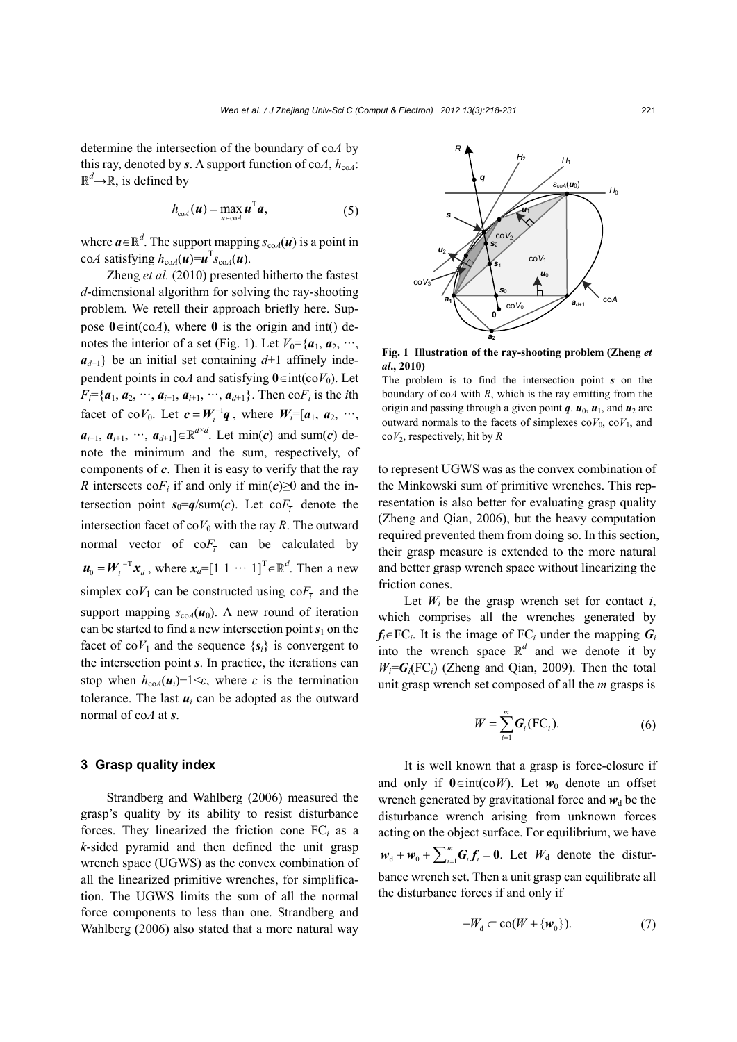determine the intersection of the boundary of co$A$ by this ray, denoted by $\boldsymbol{s}$. A support function of co$A$, $h_{\text{co}A}$: $\mathbb{R}^d \rightarrow \mathbb{R}$, is defined by

$$h_{\text{co}A}(\boldsymbol{u}) = \max_{\boldsymbol{a} \in \text{co}A} \boldsymbol{u}^{\text{T}} \boldsymbol{a}, \tag{5}$$

where $\boldsymbol{a} \in \mathbb{R}^d$. The support mapping $s_{\text{co}A}(\boldsymbol{u})$ is a point in co$A$ satisfying $h_{\text{co}A}(\boldsymbol{u}) = \boldsymbol{u}^{\text{T}} s_{\text{co}A}(\boldsymbol{u})$.

Zheng *et al.* (2010) presented hitherto the fastest $d$-dimensional algorithm for solving the ray-shooting problem. We retell their approach briefly here. Suppose $\boldsymbol{0} \in \text{int(co}A)$, where $\boldsymbol{0}$ is the origin and int() denotes the interior of a set (Fig. 1). Let $V_0 = \{\boldsymbol{a}_1, \boldsymbol{a}_2, \cdots, \boldsymbol{a}_{d+1}\}$ be an initial set containing $d+1$ affinely independent points in co$A$ and satisfying $\boldsymbol{0} \in \text{int(co}V_0)$. Let $F_i = \{\boldsymbol{a}_1, \boldsymbol{a}_2, \cdots, \boldsymbol{a}_{i-1}, \boldsymbol{a}_{i+1}, \cdots, \boldsymbol{a}_{d+1}\}$. Then co$F_i$ is the $i$th facet of co$V_0$. Let $\boldsymbol{c} = \boldsymbol{W}_i^{-1} \boldsymbol{q}$, where $\boldsymbol{W}_i = [\boldsymbol{a}_1, \boldsymbol{a}_2, \cdots, \boldsymbol{a}_{i-1}, \boldsymbol{a}_{i+1}, \cdots, \boldsymbol{a}_{d+1}] \in \mathbb{R}^{d \times d}$. Let min($\boldsymbol{c}$) and sum($\boldsymbol{c}$) denote the minimum and the sum, respectively, of components of $\boldsymbol{c}$. Then it is easy to verify that the ray $R$ intersects co$F_i$ if and only if min($\boldsymbol{c}$)≥0 and the intersection point $\boldsymbol{s}_0 = \boldsymbol{q}/\text{sum}(\boldsymbol{c})$. Let co$F_{\bar{i}}$ denote the intersection facet of co$V_0$ with the ray $R$. The outward normal vector of co$F_{\bar{i}}$ can be calculated by $\boldsymbol{u}_0 = \boldsymbol{W}_{\bar{i}}^{-\text{T}} \boldsymbol{x}_d$, where $\boldsymbol{x}_d = [1\ 1\ \cdots\ 1]^{\text{T}} \in \mathbb{R}^d$. Then a new simplex co$V_1$ can be constructed using co$F_{\bar{i}}$ and the support mapping $s_{\text{co}A}(\boldsymbol{u}_0)$. A new round of iteration can be started to find a new intersection point $\boldsymbol{s}_1$ on the facet of co$V_1$ and the sequence $\{\boldsymbol{s}_i\}$ is convergent to the intersection point $\boldsymbol{s}$. In practice, the iterations can stop when $h_{\text{co}A}(\boldsymbol{u}_i) - 1 < \varepsilon$, where $\varepsilon$ is the termination tolerance. The last $\boldsymbol{u}_i$ can be adopted as the outward normal of co$A$ at $\boldsymbol{s}$.

**Fig. 1 Illustration of the ray-shooting problem (Zheng *et al.*, 2010)**

The problem is to find the intersection point $\boldsymbol{s}$ on the boundary of co$A$ with $R$, which is the ray emitting from the origin and passing through a given point $\boldsymbol{q}$. $\boldsymbol{u}_0$, $\boldsymbol{u}_1$, and $\boldsymbol{u}_2$ are outward normals to the facets of simplexes co$V_0$, co$V_1$, and co$V_2$, respectively, hit by $R$

## 3 Grasp quality index

Strandberg and Wahlberg (2006) measured the grasp's quality by its ability to resist disturbance forces. They linearized the friction cone FC$_i$ as a $k$-sided pyramid and then defined the unit grasp wrench space (UGWS) as the convex combination of all the linearized primitive wrenches, for simplification. The UGWS limits the sum of all the normal force components to less than one. Strandberg and Wahlberg (2006) also stated that a more natural way to represent UGWS was as the convex combination of the Minkowski sum of primitive wrenches. This representation is also better for evaluating grasp quality (Zheng and Qian, 2006), but the heavy computation required prevented them from doing so. In this section, their grasp measure is extended to the more natural and better grasp wrench space without linearizing the friction cones.

Let $W_i$ be the grasp wrench set for contact $i$, which comprises all the wrenches generated by $\boldsymbol{f}_i \in \text{FC}_i$. It is the image of FC$_i$ under the mapping $\boldsymbol{G}_i$ into the wrench space $\mathbb{R}^d$ and we denote it by $W_i = \boldsymbol{G}_i(\text{FC}_i)$ (Zheng and Qian, 2009). Then the total unit grasp wrench set composed of all the $m$ grasps is

$$W = \sum_{i=1}^{m} \boldsymbol{G}_i(\text{FC}_i). \tag{6}$$

It is well known that a grasp is force-closure if and only if $\boldsymbol{0} \in \text{int(co}W)$. Let $\boldsymbol{w}_0$ denote an offset wrench generated by gravitational force and $\boldsymbol{w}_\text{d}$ be the disturbance wrench arising from unknown forces acting on the object surface. For equilibrium, we have $\boldsymbol{w}_\text{d} + \boldsymbol{w}_0 + \sum_{i=1}^{m} \boldsymbol{G}_i \boldsymbol{f}_i = \boldsymbol{0}$. Let $W_\text{d}$ denote the disturbance wrench set. Then a unit grasp can equilibrate all the disturbance forces if and only if

$$-W_\text{d} \subset \text{co}(W + \{\boldsymbol{w}_0\}). \tag{7}$$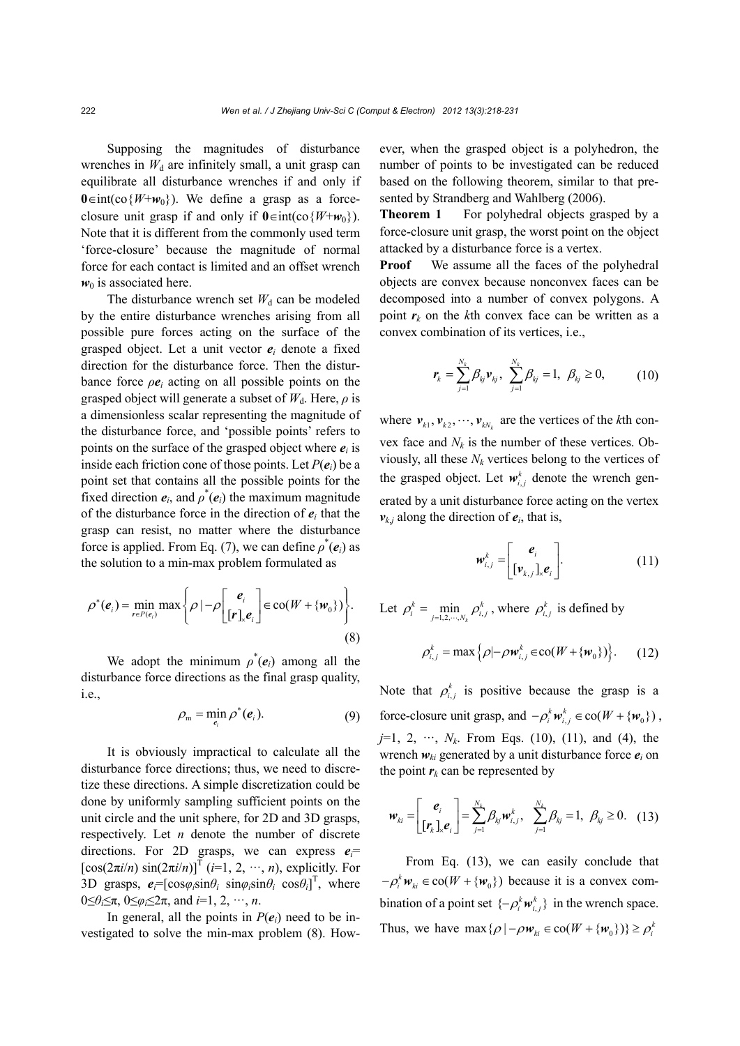Supposing the magnitudes of disturbance wrenches in $W_d$ are infinitely small, a unit grasp can equilibrate all disturbance wrenches if and only if $\mathbf{0}\in\text{int}(\text{co}\{W+\boldsymbol{w}_0\})$. We define a grasp as a force-closure unit grasp if and only if $\mathbf{0}\in\text{int}(\text{co}\{W+\boldsymbol{w}_0\})$. Note that it is different from the commonly used term 'force-closure' because the magnitude of normal force for each contact is limited and an offset wrench $\boldsymbol{w}_0$ is associated here.

The disturbance wrench set $W_d$ can be modeled by the entire disturbance wrenches arising from all possible pure forces acting on the surface of the grasped object. Let a unit vector $\boldsymbol{e}_i$ denote a fixed direction for the disturbance force. Then the disturbance force $\rho\boldsymbol{e}_i$ acting on all possible points on the grasped object will generate a subset of $W_d$. Here, $\rho$ is a dimensionless scalar representing the magnitude of the disturbance force, and 'possible points' refers to points on the surface of the grasped object where $\boldsymbol{e}_i$ is inside each friction cone of those points. Let $P(\boldsymbol{e}_i)$ be a point set that contains all the possible points for the fixed direction $\boldsymbol{e}_i$, and $\rho^*(\boldsymbol{e}_i)$ the maximum magnitude of the disturbance force in the direction of $\boldsymbol{e}_i$ that the grasp can resist, no matter where the disturbance force is applied. From Eq. (7), we can define $\rho^*(\boldsymbol{e}_i)$ as the solution to a min-max problem formulated as

$$\rho^*(\boldsymbol{e}_i)=\min_{\boldsymbol{r}\in P(\boldsymbol{e}_i)}\max\left\{\rho \,\middle|\, -\rho\begin{bmatrix}\boldsymbol{e}_i\\ [\boldsymbol{r}]_\times\boldsymbol{e}_i\end{bmatrix}\in\text{co}(W+\{\boldsymbol{w}_0\})\right\}. \tag{8}$$

We adopt the minimum $\rho^*(\boldsymbol{e}_i)$ among all the disturbance force directions as the final grasp quality, i.e.,

$$\rho_\text{m}=\min_{\boldsymbol{e}_i}\rho^*(\boldsymbol{e}_i). \tag{9}$$

It is obviously impractical to calculate all the disturbance force directions; thus, we need to discretize these directions. A simple discretization could be done by uniformly sampling sufficient points on the unit circle and the unit sphere, for 2D and 3D grasps, respectively. Let $n$ denote the number of discrete directions. For 2D grasps, we can express $\boldsymbol{e}_i=[\cos(2\pi i/n)\ \sin(2\pi i/n)]^\text{T}$ ($i$=1, 2, ⋯, $n$), explicitly. For 3D grasps, $\boldsymbol{e}_i=[\cos\varphi_i\sin\theta_i\ \sin\varphi_i\sin\theta_i\ \cos\theta_i]^\text{T}$, where $0\le\theta_i\le\pi$, $0\le\varphi_i\le 2\pi$, and $i$=1, 2, ⋯, $n$.

In general, all the points in $P(\boldsymbol{e}_i)$ need to be investigated to solve the min-max problem (8). However, when the grasped object is a polyhedron, the number of points to be investigated can be reduced based on the following theorem, similar to that presented by Strandberg and Wahlberg (2006).

**Theorem 1** For polyhedral objects grasped by a force-closure unit grasp, the worst point on the object attacked by a disturbance force is a vertex.

**Proof** We assume all the faces of the polyhedral objects are convex because nonconvex faces can be decomposed into a number of convex polygons. A point $\boldsymbol{r}_k$ on the $k$th convex face can be written as a convex combination of its vertices, i.e.,

$$\boldsymbol{r}_k=\sum_{j=1}^{N_k}\beta_{kj}\boldsymbol{v}_{kj},\ \sum_{j=1}^{N_k}\beta_{kj}=1,\ \beta_{kj}\ge 0, \tag{10}$$

where $\boldsymbol{v}_{k1},\boldsymbol{v}_{k2},\cdots,\boldsymbol{v}_{kN_k}$ are the vertices of the $k$th convex face and $N_k$ is the number of these vertices. Obviously, all these $N_k$ vertices belong to the vertices of the grasped object. Let $\boldsymbol{w}_{i,j}^k$ denote the wrench generated by a unit disturbance force acting on the vertex $\boldsymbol{v}_{k,j}$ along the direction of $\boldsymbol{e}_i$, that is,

$$\boldsymbol{w}_{i,j}^k=\begin{bmatrix}\boldsymbol{e}_i\\ [\boldsymbol{v}_{k,j}]_\times\boldsymbol{e}_i\end{bmatrix}. \tag{11}$$

Let $\rho_i^k=\min_{j=1,2,\cdots,N_k}\rho_{i,j}^k$, where $\rho_{i,j}^k$ is defined by

$$\rho_{i,j}^k=\max\left\{\rho \middle| -\rho\boldsymbol{w}_{i,j}^k\in\text{co}(W+\{\boldsymbol{w}_0\})\right\}. \tag{12}$$

Note that $\rho_{i,j}^k$ is positive because the grasp is a force-closure unit grasp, and $-\rho_i^k\boldsymbol{w}_{i,j}^k\in\text{co}(W+\{\boldsymbol{w}_0\})$, $j$=1, 2, ⋯, $N_k$. From Eqs. (10), (11), and (4), the wrench $\boldsymbol{w}_{ki}$ generated by a unit disturbance force $\boldsymbol{e}_i$ on the point $\boldsymbol{r}_k$ can be represented by

$$\boldsymbol{w}_{ki}=\begin{bmatrix}\boldsymbol{e}_i\\ [\boldsymbol{r}_k]_\times\boldsymbol{e}_i\end{bmatrix}=\sum_{j=1}^{N_k}\beta_{kj}\boldsymbol{w}_{i,j}^k,\ \sum_{j=1}^{N_k}\beta_{kj}=1,\ \beta_{kj}\ge 0. \tag{13}$$

From Eq. (13), we can easily conclude that $-\rho_i^k\boldsymbol{w}_{ki}\in\text{co}(W+\{\boldsymbol{w}_0\})$ because it is a convex combination of a point set $\{-\rho_i^k\boldsymbol{w}_{i,j}^k\}$ in the wrench space. Thus, we have $\max\{\rho\,|\,-\rho\boldsymbol{w}_{ki}\in\text{co}(W+\{\boldsymbol{w}_0\})\}\ge\rho_i^k$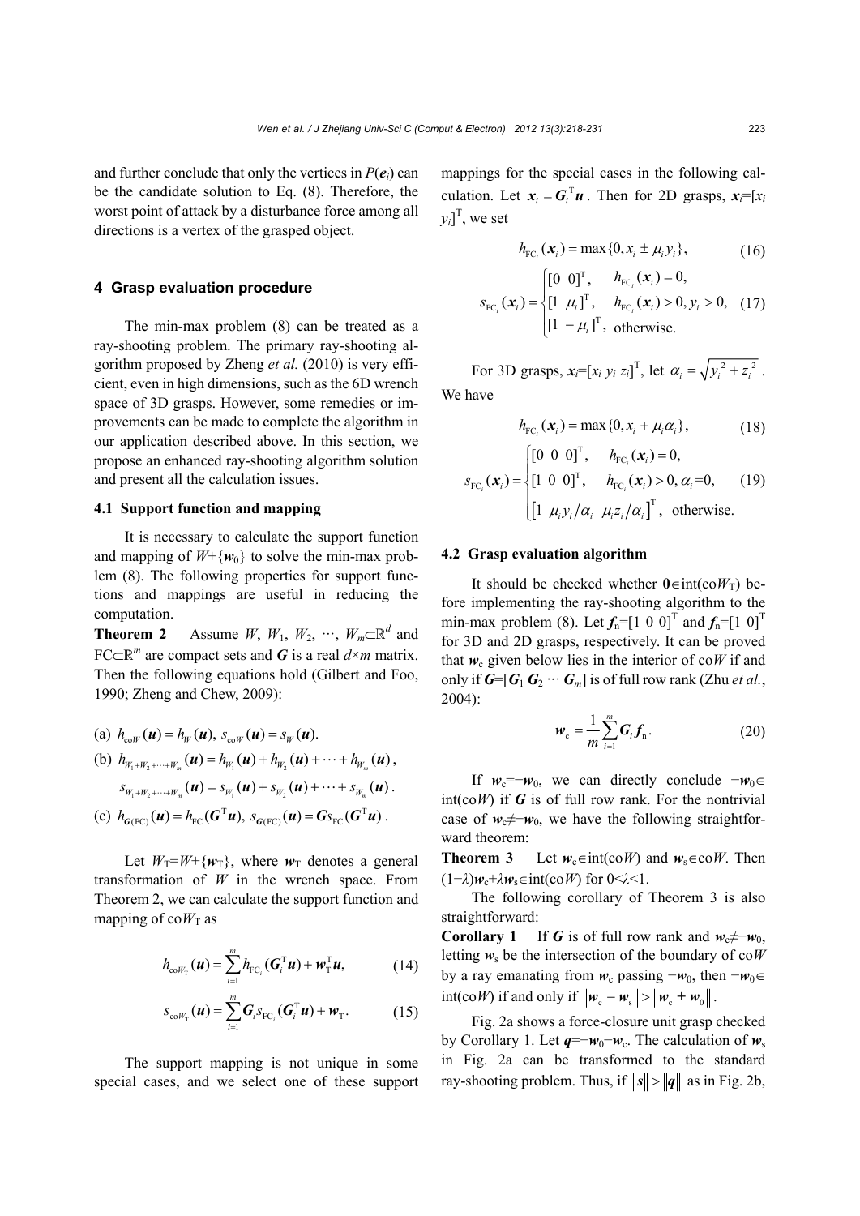and further conclude that only the vertices in $P(\boldsymbol{e}_i)$ can be the candidate solution to Eq. (8). Therefore, the worst point of attack by a disturbance force among all directions is a vertex of the grasped object.

## 4 Grasp evaluation procedure

The min-max problem (8) can be treated as a ray-shooting problem. The primary ray-shooting algorithm proposed by Zheng *et al.* (2010) is very efficient, even in high dimensions, such as the 6D wrench space of 3D grasps. However, some remedies or improvements can be made to complete the algorithm in our application described above. In this section, we propose an enhanced ray-shooting algorithm solution and present all the calculation issues.

### 4.1 Support function and mapping

It is necessary to calculate the support function and mapping of $W$+{$\boldsymbol{w}_0$} to solve the min-max problem (8). The following properties for support functions and mappings are useful in reducing the computation.

**Theorem 2** Assume $W$, $W_1$, $W_2$, $\cdots$, $W_m \subset \mathbb{R}^d$ and $\mathrm{FC} \subset \mathbb{R}^m$ are compact sets and $\boldsymbol{G}$ is a real $d \times m$ matrix. Then the following equations hold (Gilbert and Foo, 1990; Zheng and Chew, 2009):

(a) $h_{\mathrm{co}W}(\boldsymbol{u}) = h_W(\boldsymbol{u}),\ s_{\mathrm{co}W}(\boldsymbol{u}) = s_W(\boldsymbol{u})$.

(b) $h_{W_1+W_2+\cdots+W_m}(\boldsymbol{u}) = h_{W_1}(\boldsymbol{u}) + h_{W_2}(\boldsymbol{u}) + \cdots + h_{W_m}(\boldsymbol{u})$,

$s_{W_1+W_2+\cdots+W_m}(\boldsymbol{u}) = s_{W_1}(\boldsymbol{u}) + s_{W_2}(\boldsymbol{u}) + \cdots + s_{W_m}(\boldsymbol{u})$.

(c) $h_{\boldsymbol{G}(\mathrm{FC})}(\boldsymbol{u}) = h_{\mathrm{FC}}(\boldsymbol{G}^{\mathrm{T}}\boldsymbol{u}),\ s_{\boldsymbol{G}(\mathrm{FC})}(\boldsymbol{u}) = \boldsymbol{G}s_{\mathrm{FC}}(\boldsymbol{G}^{\mathrm{T}}\boldsymbol{u})$.

Let $W_{\mathrm{T}}$=$W$+{$\boldsymbol{w}_{\mathrm{T}}$}, where $\boldsymbol{w}_{\mathrm{T}}$ denotes a general transformation of $W$ in the wrench space. From Theorem 2, we can calculate the support function and mapping of co$W_{\mathrm{T}}$ as

$$h_{\mathrm{co}W_{\mathrm{T}}}(\boldsymbol{u}) = \sum_{i=1}^{m} h_{\mathrm{FC}_i}(\boldsymbol{G}_i^{\mathrm{T}}\boldsymbol{u}) + \boldsymbol{w}_{\mathrm{T}}^{\mathrm{T}}\boldsymbol{u}, \tag{14}$$

$$s_{\mathrm{co}W_{\mathrm{T}}}(\boldsymbol{u}) = \sum_{i=1}^{m} \boldsymbol{G}_i s_{\mathrm{FC}_i}(\boldsymbol{G}_i^{\mathrm{T}}\boldsymbol{u}) + \boldsymbol{w}_{\mathrm{T}}. \tag{15}$$

The support mapping is not unique in some special cases, and we select one of these support mappings for the special cases in the following calculation. Let $\boldsymbol{x}_i = \boldsymbol{G}_i^{\mathrm{T}}\boldsymbol{u}$. Then for 2D grasps, $\boldsymbol{x}_i$=$[x_i\ y_i]^{\mathrm{T}}$, we set

$$h_{\mathrm{FC}_i}(\boldsymbol{x}_i) = \max\{0, x_i \pm \mu_i y_i\}, \tag{16}$$

$$s_{\mathrm{FC}_i}(\boldsymbol{x}_i) = \begin{cases} [0\ \ 0]^{\mathrm{T}}, & h_{\mathrm{FC}_i}(\boldsymbol{x}_i) = 0, \\ [1\ \ \mu_i]^{\mathrm{T}}, & h_{\mathrm{FC}_i}(\boldsymbol{x}_i) > 0, y_i > 0, \\ [1\ \ -\mu_i]^{\mathrm{T}}, & \text{otherwise.} \end{cases} \tag{17}$$

For 3D grasps, $\boldsymbol{x}_i$=$[x_i\ y_i\ z_i]^{\mathrm{T}}$, let $\alpha_i = \sqrt{y_i^2 + z_i^2}$. We have

$$h_{\mathrm{FC}_i}(\boldsymbol{x}_i) = \max\{0, x_i + \mu_i \alpha_i\}, \tag{18}$$

$$s_{\mathrm{FC}_i}(\boldsymbol{x}_i) = \begin{cases} [0\ \ 0\ \ 0]^{\mathrm{T}}, & h_{\mathrm{FC}_i}(\boldsymbol{x}_i) = 0, \\ [1\ \ 0\ \ 0]^{\mathrm{T}}, & h_{\mathrm{FC}_i}(\boldsymbol{x}_i) > 0, \alpha_i = 0, \\ \left[1\ \ \mu_i y_i/\alpha_i\ \ \mu_i z_i/\alpha_i\right]^{\mathrm{T}}, & \text{otherwise.} \end{cases} \tag{19}$$

### 4.2 Grasp evaluation algorithm

It should be checked whether $\boldsymbol{0} \in \mathrm{int}(\mathrm{co}W_{\mathrm{T}})$ before implementing the ray-shooting algorithm to the min-max problem (8). Let $\boldsymbol{f}_{\mathrm{n}}$=$[1\ 0\ 0]^{\mathrm{T}}$ and $\boldsymbol{f}_{\mathrm{n}}$=$[1\ 0]^{\mathrm{T}}$ for 3D and 2D grasps, respectively. It can be proved that $\boldsymbol{w}_{\mathrm{c}}$ given below lies in the interior of co$W$ if and only if $\boldsymbol{G}$=$[\boldsymbol{G}_1\ \boldsymbol{G}_2\ \cdots\ \boldsymbol{G}_m]$ is of full row rank (Zhu *et al.*, 2004):

$$\boldsymbol{w}_{\mathrm{c}} = \frac{1}{m}\sum_{i=1}^{m} \boldsymbol{G}_i \boldsymbol{f}_{\mathrm{n}}. \tag{20}$$

If $\boldsymbol{w}_{\mathrm{c}}$=$-\boldsymbol{w}_0$, we can directly conclude $-\boldsymbol{w}_0 \in \mathrm{int}(\mathrm{co}W)$ if $\boldsymbol{G}$ is of full row rank. For the nontrivial case of $\boldsymbol{w}_{\mathrm{c}} \neq -\boldsymbol{w}_0$, we have the following straightforward theorem:

**Theorem 3** Let $\boldsymbol{w}_{\mathrm{c}} \in \mathrm{int}(\mathrm{co}W)$ and $\boldsymbol{w}_{\mathrm{s}} \in \mathrm{co}W$. Then $(1-\lambda)\boldsymbol{w}_{\mathrm{c}}+\lambda\boldsymbol{w}_{\mathrm{s}} \in \mathrm{int}(\mathrm{co}W)$ for $0<\lambda<1$.

The following corollary of Theorem 3 is also straightforward:

**Corollary 1** If $\boldsymbol{G}$ is of full row rank and $\boldsymbol{w}_{\mathrm{c}} \neq -\boldsymbol{w}_0$, letting $\boldsymbol{w}_{\mathrm{s}}$ be the intersection of the boundary of co$W$ by a ray emanating from $\boldsymbol{w}_{\mathrm{c}}$ passing $-\boldsymbol{w}_0$, then $-\boldsymbol{w}_0 \in \mathrm{int}(\mathrm{co}W)$ if and only if $\|\boldsymbol{w}_{\mathrm{c}} - \boldsymbol{w}_{\mathrm{s}}\| > \|\boldsymbol{w}_{\mathrm{c}} + \boldsymbol{w}_0\|$.

Fig. 2a shows a force-closure unit grasp checked by Corollary 1. Let $\boldsymbol{q}$=$-\boldsymbol{w}_0-\boldsymbol{w}_{\mathrm{c}}$. The calculation of $\boldsymbol{w}_{\mathrm{s}}$ in Fig. 2a can be transformed to the standard ray-shooting problem. Thus, if $\|\boldsymbol{s}\| > \|\boldsymbol{q}\|$ as in Fig. 2b,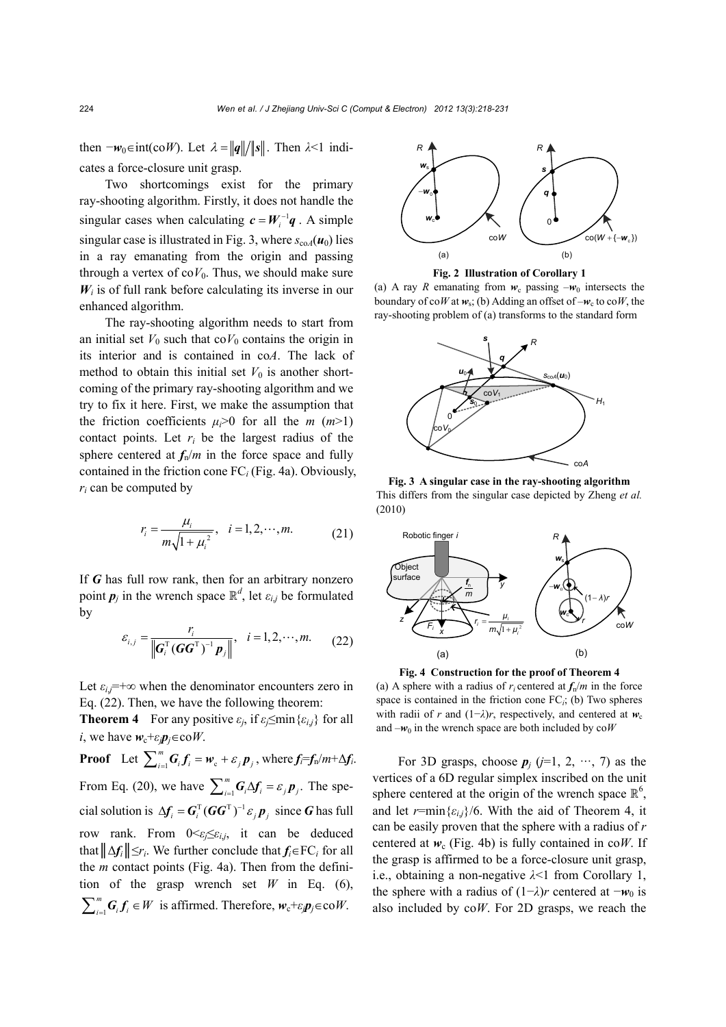then $-\boldsymbol{w}_0 \in \text{int}(\text{co}W)$. Let $\lambda = \|\boldsymbol{q}\| / \|\boldsymbol{s}\|$. Then $\lambda<1$ indicates a force-closure unit grasp.

Two shortcomings exist for the primary ray-shooting algorithm. Firstly, it does not handle the singular cases when calculating $\boldsymbol{c} = \boldsymbol{W}_i^{-1}\boldsymbol{q}$. A simple singular case is illustrated in Fig. 3, where $s_{\text{co}A}(\boldsymbol{u}_0)$ lies in a ray emanating from the origin and passing through a vertex of $\text{co}V_0$. Thus, we should make sure $\boldsymbol{W}_i$ is of full rank before calculating its inverse in our enhanced algorithm.

The ray-shooting algorithm needs to start from an initial set $V_0$ such that $\text{co}V_0$ contains the origin in its interior and is contained in $\text{co}A$. The lack of method to obtain this initial set $V_0$ is another shortcoming of the primary ray-shooting algorithm and we try to fix it here. First, we make the assumption that the friction coefficients $\mu_i>0$ for all the $m$ ($m>1$) contact points. Let $r_i$ be the largest radius of the sphere centered at $\boldsymbol{f}_n/m$ in the force space and fully contained in the friction cone $\text{FC}_i$ (Fig. 4a). Obviously, $r_i$ can be computed by

$$r_i = \frac{\mu_i}{m\sqrt{1+\mu_i^2}}, \quad i=1,2,\cdots,m. \tag{21}$$

If $\boldsymbol{G}$ has full row rank, then for an arbitrary nonzero point $\boldsymbol{p}_j$ in the wrench space $\mathbb{R}^d$, let $\varepsilon_{i,j}$ be formulated by

$$\varepsilon_{i,j} = \frac{r_i}{\left\|\boldsymbol{G}_i^{\mathrm{T}}(\boldsymbol{G}\boldsymbol{G}^{\mathrm{T}})^{-1}\boldsymbol{p}_j\right\|}, \quad i=1,2,\cdots,m. \tag{22}$$

Let $\varepsilon_{i,j}=+\infty$ when the denominator encounters zero in Eq. (22). Then, we have the following theorem:

**Theorem 4** For any positive $\varepsilon_j$, if $\varepsilon_j \le \min\{\varepsilon_{i,j}\}$ for all $i$, we have $\boldsymbol{w}_c+\varepsilon_j\boldsymbol{p}_j \in \text{co}W$.

**Proof** Let $\sum_{i=1}^{m}\boldsymbol{G}_i\boldsymbol{f}_i = \boldsymbol{w}_c + \varepsilon_j\boldsymbol{p}_j$, where $\boldsymbol{f}_i=\boldsymbol{f}_n/m+\Delta\boldsymbol{f}_i$. From Eq. (20), we have $\sum_{i=1}^{m}\boldsymbol{G}_i\Delta\boldsymbol{f}_i = \varepsilon_j\boldsymbol{p}_j$. The special solution is $\Delta\boldsymbol{f}_i = \boldsymbol{G}_i^{\mathrm{T}}(\boldsymbol{G}\boldsymbol{G}^{\mathrm{T}})^{-1}\varepsilon_j\boldsymbol{p}_j$ since $\boldsymbol{G}$ has full row rank. From $0<\varepsilon_j\le\varepsilon_{i,j}$, it can be deduced that $\|\Delta\boldsymbol{f}_i\|\le r_i$. We further conclude that $\boldsymbol{f}_i \in \text{FC}_i$ for all the $m$ contact points (Fig. 4a). Then from the definition of the grasp wrench set $W$ in Eq. (6), $\sum_{i=1}^{m}\boldsymbol{G}_i\boldsymbol{f}_i \in W$ is affirmed. Therefore, $\boldsymbol{w}_c+\varepsilon_j\boldsymbol{p}_j \in \text{co}W$.

**Fig. 2 Illustration of Corollary 1**

(a) A ray $R$ emanating from $\boldsymbol{w}_c$ passing $-\boldsymbol{w}_0$ intersects the boundary of $\text{co}W$ at $\boldsymbol{w}_s$; (b) Adding an offset of $-\boldsymbol{w}_c$ to $\text{co}W$, the ray-shooting problem of (a) transforms to the standard form

**Fig. 3 A singular case in the ray-shooting algorithm**

This differs from the singular case depicted by Zheng *et al.* (2010)

**Fig. 4 Construction for the proof of Theorem 4**

(a) A sphere with a radius of $r_i$ centered at $\boldsymbol{f}_n/m$ in the force space is contained in the friction cone $\text{FC}_i$; (b) Two spheres with radii of $r$ and $(1-\lambda)r$, respectively, and centered at $\boldsymbol{w}_c$ and $-\boldsymbol{w}_0$ in the wrench space are both included by $\text{co}W$

For 3D grasps, choose $\boldsymbol{p}_j$ ($j$=1, 2, $\cdots$, 7) as the vertices of a 6D regular simplex inscribed on the unit sphere centered at the origin of the wrench space $\mathbb{R}^6$, and let $r=\min\{\varepsilon_{i,j}\}/6$. With the aid of Theorem 4, it can be easily proven that the sphere with a radius of $r$ centered at $\boldsymbol{w}_c$ (Fig. 4b) is fully contained in $\text{co}W$. If the grasp is affirmed to be a force-closure unit grasp, i.e., obtaining a non-negative $\lambda<1$ from Corollary 1, the sphere with a radius of $(1-\lambda)r$ centered at $-\boldsymbol{w}_0$ is also included by $\text{co}W$. For 2D grasps, we reach the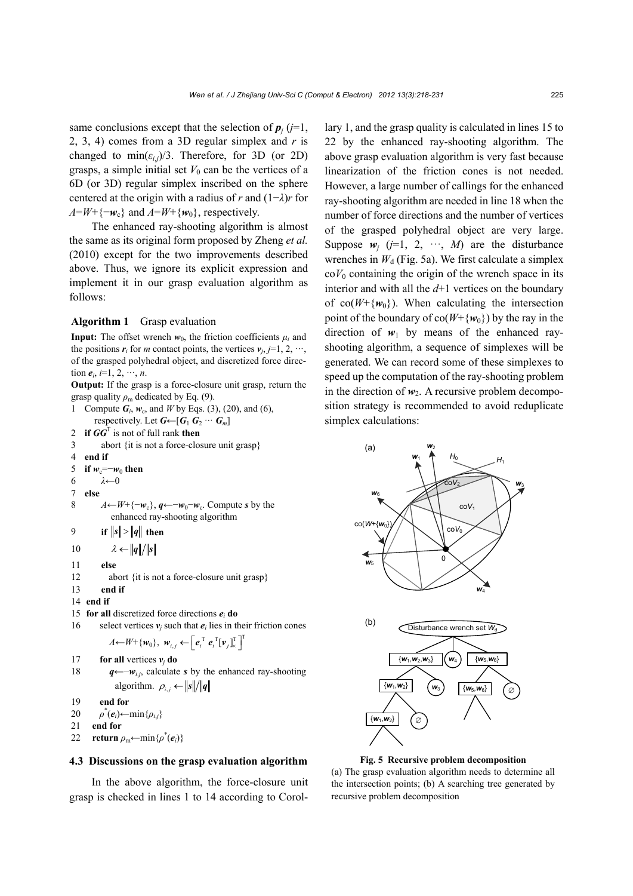same conclusions except that the selection of $\boldsymbol{p}_j$ ($j$=1, 2, 3, 4) comes from a 3D regular simplex and $r$ is changed to $\min(\varepsilon_{i,j})/3$. Therefore, for 3D (or 2D) grasps, a simple initial set $V_0$ can be the vertices of a 6D (or 3D) regular simplex inscribed on the sphere centered at the origin with a radius of $r$ and $(1-\lambda)r$ for $A=W+\{-\boldsymbol{w}_c\}$ and $A=W+\{\boldsymbol{w}_0\}$, respectively.

The enhanced ray-shooting algorithm is almost the same as its original form proposed by Zheng *et al.* (2010) except for the two improvements described above. Thus, we ignore its explicit expression and implement it in our grasp evaluation algorithm as follows:

**Algorithm 1** Grasp evaluation

**Input:** The offset wrench $\boldsymbol{w}_0$, the friction coefficients $\mu_i$ and the positions $\boldsymbol{r}_i$ for $m$ contact points, the vertices $\boldsymbol{v}_j$, $j$=1, 2, ⋯, of the grasped polyhedral object, and discretized force direction $\boldsymbol{e}_i$, $i$=1, 2, ⋯, $n$.

**Output:** If the grasp is a force-closure unit grasp, return the grasp quality $\rho_m$ dedicated by Eq. (9).

```
1  Compute G_i, w_c, and W by Eqs. (3), (20), and (6),
      respectively. Let G←[G_1 G_2 ⋯ G_m]
2  if GG^T is not of full rank then
3     abort {it is not a force-closure unit grasp}
4  end if
5  if w_c==−w_0 then
6     λ←0
7  else
8     A←W+{−w_c}, q←−w_0−w_c. Compute s by the
         enhanced ray-shooting algorithm
9     if ||s|| > ||q|| then
10       λ ← ||q||/||s||
11    else
12       abort {it is not a force-closure unit grasp}
13    end if
14 end if
15 for all discretized force directions e_i do
16    select vertices v_j such that e_i lies in their friction cones
         A←W+{w_0}, w_{i,j} ← [e_i^T  e_i^T [v_j]_×^T]^T
17    for all vertices v_j do
18       q←−w_{i,j}, calculate s by the enhanced ray-shooting
            algorithm. ρ_{i,j} ← ||s||/||q||
19    end for
20    ρ*(e_i)←min{ρ_{i,j}}
21 end for
22 return ρ_m←min{ρ*(e_i)}
```

### 4.3 Discussions on the grasp evaluation algorithm

In the above algorithm, the force-closure unit grasp is checked in lines 1 to 14 according to Corollary 1, and the grasp quality is calculated in lines 15 to 22 by the enhanced ray-shooting algorithm. The above grasp evaluation algorithm is very fast because linearization of the friction cones is not needed. However, a large number of callings for the enhanced ray-shooting algorithm are needed in line 18 when the number of force directions and the number of vertices of the grasped polyhedral object are very large. Suppose $\boldsymbol{w}_j$ ($j$=1, 2, ⋯, $M$) are the disturbance wrenches in $W_d$ (Fig. 5a). We first calculate a simplex $\mathrm{co}V_0$ containing the origin of the wrench space in its interior and with all the $d$+1 vertices on the boundary of $\mathrm{co}(W+\{\boldsymbol{w}_0\})$. When calculating the intersection point of the boundary of $\mathrm{co}(W+\{\boldsymbol{w}_0\})$ by the ray in the direction of $\boldsymbol{w}_1$ by means of the enhanced ray-shooting algorithm, a sequence of simplexes will be generated. We can record some of these simplexes to speed up the computation of the ray-shooting problem in the direction of $\boldsymbol{w}_2$. A recursive problem decomposition strategy is recommended to avoid reduplicate simplex calculations:

**Fig. 5 Recursive problem decomposition**
(a) The grasp evaluation algorithm needs to determine all the intersection points; (b) A searching tree generated by recursive problem decomposition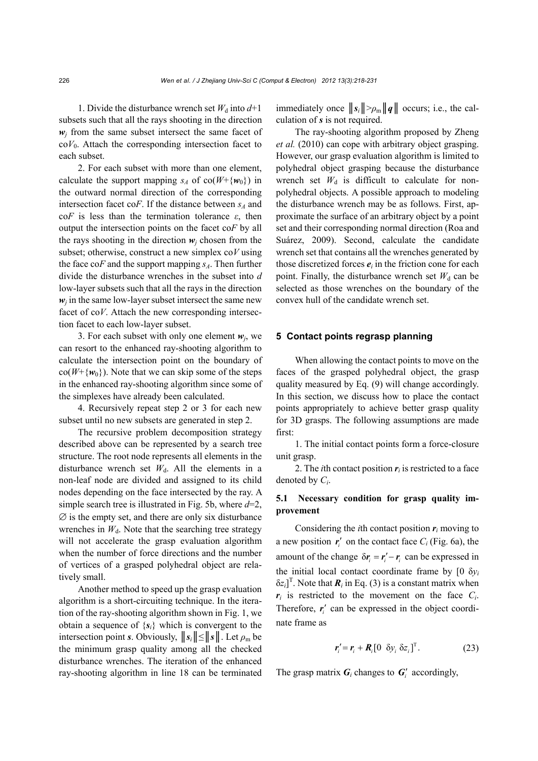1. Divide the disturbance wrench set $W_d$ into $d+1$ subsets such that all the rays shooting in the direction $\boldsymbol{w}_j$ from the same subset intersect the same facet of co$V_0$. Attach the corresponding intersection facet to each subset.

2. For each subset with more than one element, calculate the support mapping $s_A$ of co($W+\{\boldsymbol{w}_0\}$) in the outward normal direction of the corresponding intersection facet co$F$. If the distance between $s_A$ and co$F$ is less than the termination tolerance $\varepsilon$, then output the intersection points on the facet co$F$ by all the rays shooting in the direction $\boldsymbol{w}_j$ chosen from the subset; otherwise, construct a new simplex co$V$ using the face co$F$ and the support mapping $s_A$. Then further divide the disturbance wrenches in the subset into $d$ low-layer subsets such that all the rays in the direction $\boldsymbol{w}_j$ in the same low-layer subset intersect the same new facet of co$V$. Attach the new corresponding intersection facet to each low-layer subset.

3. For each subset with only one element $\boldsymbol{w}_j$, we can resort to the enhanced ray-shooting algorithm to calculate the intersection point on the boundary of co($W+\{\boldsymbol{w}_0\}$). Note that we can skip some of the steps in the enhanced ray-shooting algorithm since some of the simplexes have already been calculated.

4. Recursively repeat step 2 or 3 for each new subset until no new subsets are generated in step 2.

The recursive problem decomposition strategy described above can be represented by a search tree structure. The root node represents all elements in the disturbance wrench set $W_d$. All the elements in a non-leaf node are divided and assigned to its child nodes depending on the face intersected by the ray. A simple search tree is illustrated in Fig. 5b, where $d$=2, $\varnothing$ is the empty set, and there are only six disturbance wrenches in $W_d$. Note that the searching tree strategy will not accelerate the grasp evaluation algorithm when the number of force directions and the number of vertices of a grasped polyhedral object are relatively small.

Another method to speed up the grasp evaluation algorithm is a short-circuiting technique. In the iteration of the ray-shooting algorithm shown in Fig. 1, we obtain a sequence of $\{\boldsymbol{s}_i\}$ which is convergent to the intersection point $\boldsymbol{s}$. Obviously, $\|\boldsymbol{s}_i\| \le \|\boldsymbol{s}\|$. Let $\rho_m$ be the minimum grasp quality among all the checked disturbance wrenches. The iteration of the enhanced ray-shooting algorithm in line 18 can be terminated immediately once $\|\boldsymbol{s}_i\| > \rho_m \|\boldsymbol{q}\|$ occurs; i.e., the calculation of $\boldsymbol{s}$ is not required.

The ray-shooting algorithm proposed by Zheng *et al.* (2010) can cope with arbitrary object grasping. However, our grasp evaluation algorithm is limited to polyhedral object grasping because the disturbance wrench set $W_d$ is difficult to calculate for non-polyhedral objects. A possible approach to modeling the disturbance wrench may be as follows. First, approximate the surface of an arbitrary object by a point set and their corresponding normal direction (Roa and Suárez, 2009). Second, calculate the candidate wrench set that contains all the wrenches generated by those discretized forces $\boldsymbol{e}_i$ in the friction cone for each point. Finally, the disturbance wrench set $W_d$ can be selected as those wrenches on the boundary of the convex hull of the candidate wrench set.

## 5 Contact points regrasp planning

When allowing the contact points to move on the faces of the grasped polyhedral object, the grasp quality measured by Eq. (9) will change accordingly. In this section, we discuss how to place the contact points appropriately to achieve better grasp quality for 3D grasps. The following assumptions are made first:

1. The initial contact points form a force-closure unit grasp.

2. The $i$th contact position $\boldsymbol{r}_i$ is restricted to a face denoted by $C_i$.

### 5.1 Necessary condition for grasp quality improvement

Considering the $i$th contact position $\boldsymbol{r}_i$ moving to a new position $\boldsymbol{r}_i'$ on the contact face $C_i$ (Fig. 6a), the amount of the change $\delta\boldsymbol{r}_i = \boldsymbol{r}_i' - \boldsymbol{r}_i$ can be expressed in the initial local contact coordinate frame by $[0\ \ \delta y_i\ \ \delta z_i]^{\mathrm{T}}$. Note that $\boldsymbol{R}_i$ in Eq. (3) is a constant matrix when $\boldsymbol{r}_i$ is restricted to the movement on the face $C_i$. Therefore, $\boldsymbol{r}_i'$ can be expressed in the object coordinate frame as

$$\boldsymbol{r}_i' = \boldsymbol{r}_i + \boldsymbol{R}_i [0\ \ \delta y_i\ \ \delta z_i]^{\mathrm{T}}. \tag{23}$$

The grasp matrix $\boldsymbol{G}_i$ changes to $\boldsymbol{G}_i'$ accordingly,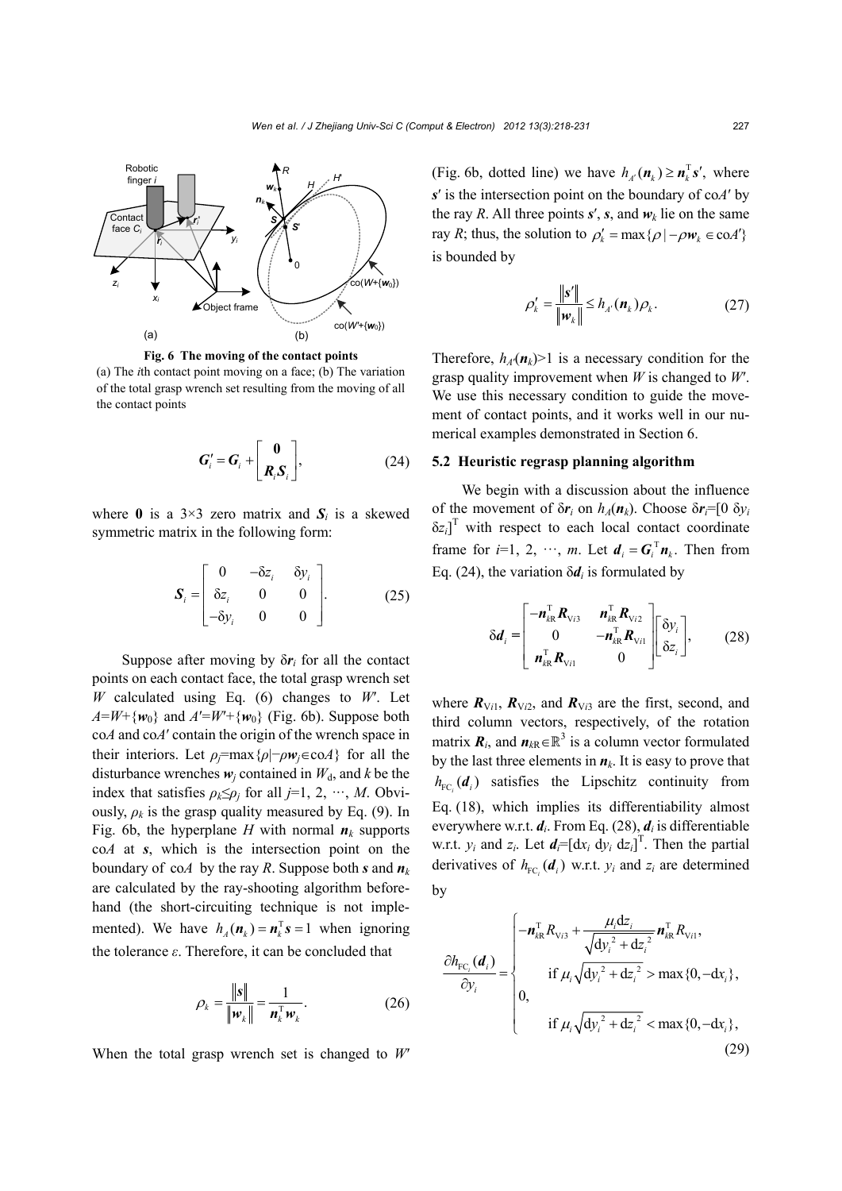Fig. 6 The moving of the contact points
(a) The $i$th contact point moving on a face; (b) The variation of the total grasp wrench set resulting from the moving of all the contact points

$$
\boldsymbol{G}_i' = \boldsymbol{G}_i + \begin{bmatrix} \boldsymbol{0} \\ \boldsymbol{R}_i \boldsymbol{S}_i \end{bmatrix}, \tag{24}
$$

where $\boldsymbol{0}$ is a 3×3 zero matrix and $\boldsymbol{S}_i$ is a skewed symmetric matrix in the following form:

$$
\boldsymbol{S}_i = \begin{bmatrix} 0 & -\delta z_i & \delta y_i \\ \delta z_i & 0 & 0 \\ -\delta y_i & 0 & 0 \end{bmatrix}. \tag{25}
$$

Suppose after moving by $\delta \boldsymbol{r}_i$ for all the contact points on each contact face, the total grasp wrench set $W$ calculated using Eq. (6) changes to $W'$. Let $A$=$W$+{$\boldsymbol{w}_0$} and $A'$=$W'$+{$\boldsymbol{w}_0$} (Fig. 6b). Suppose both co$A$ and co$A'$ contain the origin of the wrench space in their interiors. Let $\rho_j$=max{$\rho$|−$\rho\boldsymbol{w}_j$∈co$A$} for all the disturbance wrenches $\boldsymbol{w}_j$ contained in $W_\mathrm{d}$, and $k$ be the index that satisfies $\rho_k \le \rho_j$ for all $j$=1, 2, ⋯, $M$. Obviously, $\rho_k$ is the grasp quality measured by Eq. (9). In Fig. 6b, the hyperplane $H$ with normal $\boldsymbol{n}_k$ supports co$A$ at $\boldsymbol{s}$, which is the intersection point on the boundary of co$A$ by the ray $R$. Suppose both $\boldsymbol{s}$ and $\boldsymbol{n}_k$ are calculated by the ray-shooting algorithm beforehand (the short-circuiting technique is not implemented). We have $h_A(\boldsymbol{n}_k) = \boldsymbol{n}_k^\mathrm{T} \boldsymbol{s} = 1$ when ignoring the tolerance $\varepsilon$. Therefore, it can be concluded that

$$
\rho_k = \frac{\|\boldsymbol{s}\|}{\|\boldsymbol{w}_k\|} = \frac{1}{\boldsymbol{n}_k^\mathrm{T} \boldsymbol{w}_k}. \tag{26}
$$

When the total grasp wrench set is changed to $W'$ (Fig. 6b, dotted line) we have $h_{A'}(\boldsymbol{n}_k) \ge \boldsymbol{n}_k^\mathrm{T} \boldsymbol{s}'$, where $\boldsymbol{s}'$ is the intersection point on the boundary of co$A'$ by the ray $R$. All three points $\boldsymbol{s}'$, $\boldsymbol{s}$, and $\boldsymbol{w}_k$ lie on the same ray $R$; thus, the solution to $\rho_k' = \max\{\rho \mid -\rho \boldsymbol{w}_k \in \mathrm{co}A'\}$ is bounded by

$$
\rho_k' = \frac{\|\boldsymbol{s}'\|}{\|\boldsymbol{w}_k\|} \le h_{A'}(\boldsymbol{n}_k)\rho_k. \tag{27}
$$

Therefore, $h_{A'}(\boldsymbol{n}_k)$>1 is a necessary condition for the grasp quality improvement when $W$ is changed to $W'$. We use this necessary condition to guide the movement of contact points, and it works well in our numerical examples demonstrated in Section 6.

### 5.2 Heuristic regrasp planning algorithm

We begin with a discussion about the influence of the movement of $\delta \boldsymbol{r}_i$ on $h_A(\boldsymbol{n}_k)$. Choose $\delta \boldsymbol{r}_i$=[0 $\delta y_i$ $\delta z_i$]$^\mathrm{T}$ with respect to each local contact coordinate frame for $i$=1, 2, ⋯, $m$. Let $\boldsymbol{d}_i = \boldsymbol{G}_i^\mathrm{T} \boldsymbol{n}_k$. Then from Eq. (24), the variation $\delta \boldsymbol{d}_i$ is formulated by

$$
\delta \boldsymbol{d}_i = \begin{bmatrix} -\boldsymbol{n}_{k\mathrm{R}}^\mathrm{T} \boldsymbol{R}_{\mathrm{V}i3} & \boldsymbol{n}_{k\mathrm{R}}^\mathrm{T} \boldsymbol{R}_{\mathrm{V}i2} \\ 0 & -\boldsymbol{n}_{k\mathrm{R}}^\mathrm{T} \boldsymbol{R}_{\mathrm{V}i1} \\ \boldsymbol{n}_{k\mathrm{R}}^\mathrm{T} \boldsymbol{R}_{\mathrm{V}i1} & 0 \end{bmatrix} \begin{bmatrix} \delta y_i \\ \delta z_i \end{bmatrix}, \tag{28}
$$

where $\boldsymbol{R}_{\mathrm{V}i1}$, $\boldsymbol{R}_{\mathrm{V}i2}$, and $\boldsymbol{R}_{\mathrm{V}i3}$ are the first, second, and third column vectors, respectively, of the rotation matrix $\boldsymbol{R}_i$, and $\boldsymbol{n}_{k\mathrm{R}} \in \mathbb{R}^3$ is a column vector formulated by the last three elements in $\boldsymbol{n}_k$. It is easy to prove that $h_{\mathrm{FC}_i}(\boldsymbol{d}_i)$ satisfies the Lipschitz continuity from Eq. (18), which implies its differentiability almost everywhere w.r.t. $\boldsymbol{d}_i$. From Eq. (28), $\boldsymbol{d}_i$ is differentiable w.r.t. $y_i$ and $z_i$. Let $\boldsymbol{d}_i$=[d$x_i$ d$y_i$ d$z_i$]$^\mathrm{T}$. Then the partial derivatives of $h_{\mathrm{FC}_i}(\boldsymbol{d}_i)$ w.r.t. $y_i$ and $z_i$ are determined by

$$
\frac{\partial h_{\mathrm{FC}_i}(\boldsymbol{d}_i)}{\partial y_i} = \begin{cases} -\boldsymbol{n}_{k\mathrm{R}}^\mathrm{T} R_{\mathrm{V}i3} + \dfrac{\mu_i \mathrm{d}z_i}{\sqrt{\mathrm{d}y_i^2 + \mathrm{d}z_i^2}} \boldsymbol{n}_{k\mathrm{R}}^\mathrm{T} R_{\mathrm{V}i1}, \\ \qquad \text{if } \mu_i \sqrt{\mathrm{d}y_i^2 + \mathrm{d}z_i^2} > \max\{0, -\mathrm{d}x_i\}, \\ 0, \\ \qquad \text{if } \mu_i \sqrt{\mathrm{d}y_i^2 + \mathrm{d}z_i^2} < \max\{0, -\mathrm{d}x_i\}, \end{cases} \tag{29}
$$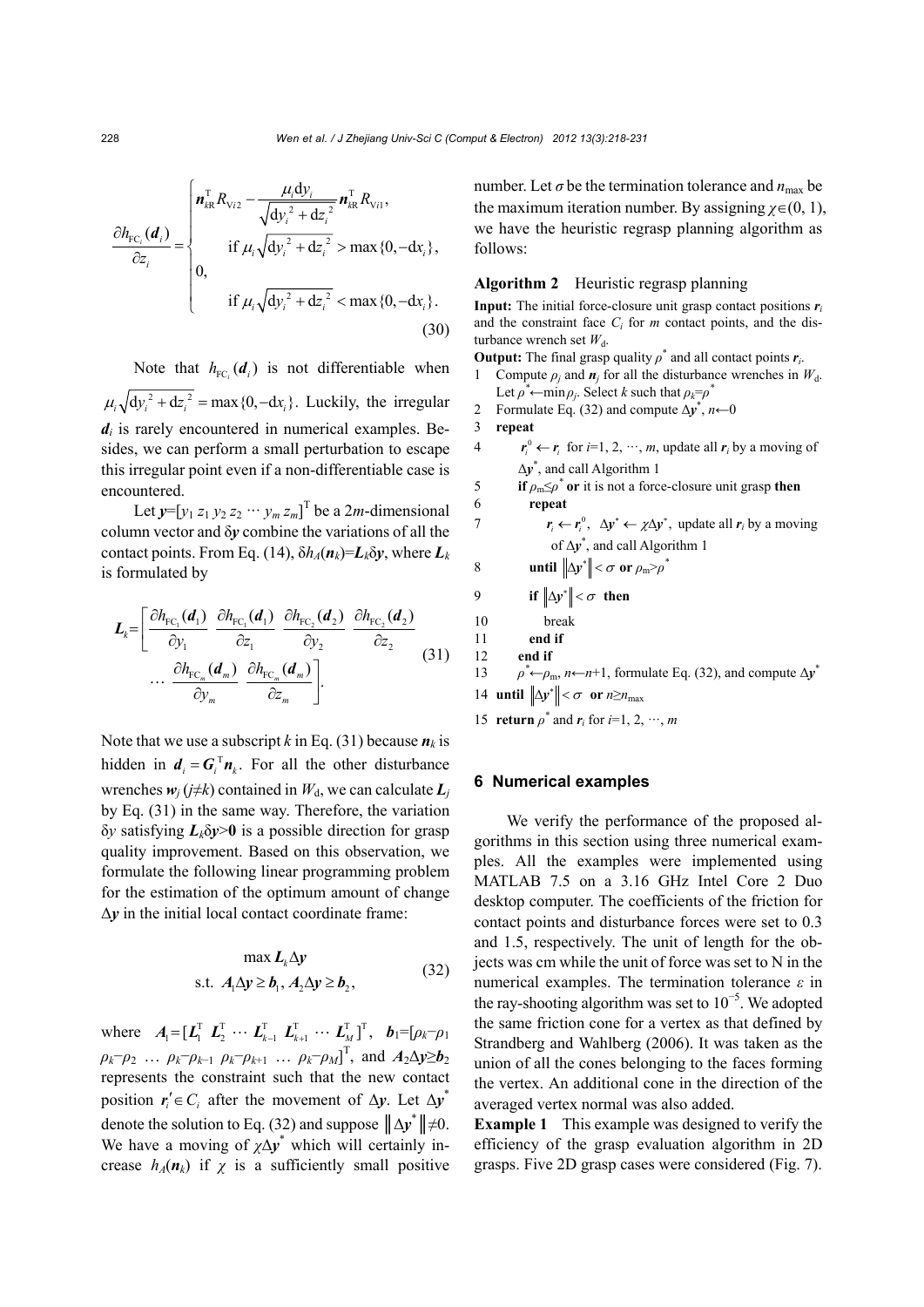$$\frac{\partial h_{\mathrm{FC}_i}(\boldsymbol{d}_i)}{\partial z_i}=\begin{cases}\boldsymbol{n}_{k\mathrm{R}}^{\mathrm{T}}R_{\mathrm{V}i2}-\dfrac{\mu_i \mathrm{d}y_i}{\sqrt{\mathrm{d}y_i^{\,2}+\mathrm{d}z_i^{\,2}}}\boldsymbol{n}_{k\mathrm{R}}^{\mathrm{T}}R_{\mathrm{V}i1}, \\ \quad \text{if } \mu_i\sqrt{\mathrm{d}y_i^{\,2}+\mathrm{d}z_i^{\,2}}>\max\{0,-\mathrm{d}x_i\}, \\ 0, \\ \quad \text{if } \mu_i\sqrt{\mathrm{d}y_i^{\,2}+\mathrm{d}z_i^{\,2}}<\max\{0,-\mathrm{d}x_i\}.\end{cases} \tag{30}$$

Note that $h_{\mathrm{FC}_i}(\boldsymbol{d}_i)$ is not differentiable when $\mu_i\sqrt{\mathrm{d}y_i^{\,2}+\mathrm{d}z_i^{\,2}}=\max\{0,-\mathrm{d}x_i\}$. Luckily, the irregular $\boldsymbol{d}_i$ is rarely encountered in numerical examples. Besides, we can perform a small perturbation to escape this irregular point even if a non-differentiable case is encountered.

Let $\boldsymbol{y}=[y_1\ z_1\ y_2\ z_2\ \cdots\ y_m\ z_m]^{\mathrm{T}}$ be a 2$m$-dimensional column vector and $\delta\boldsymbol{y}$ combine the variations of all the contact points. From Eq. (14), $\delta h_A(\boldsymbol{n}_k)=\boldsymbol{L}_k\delta\boldsymbol{y}$, where $\boldsymbol{L}_k$ is formulated by

$$\boldsymbol{L}_k=\left[\frac{\partial h_{\mathrm{FC}_1}(\boldsymbol{d}_1)}{\partial y_1}\ \frac{\partial h_{\mathrm{FC}_1}(\boldsymbol{d}_1)}{\partial z_1}\ \frac{\partial h_{\mathrm{FC}_2}(\boldsymbol{d}_2)}{\partial y_2}\ \frac{\partial h_{\mathrm{FC}_2}(\boldsymbol{d}_2)}{\partial z_2}\ \cdots\ \frac{\partial h_{\mathrm{FC}_m}(\boldsymbol{d}_m)}{\partial y_m}\ \frac{\partial h_{\mathrm{FC}_m}(\boldsymbol{d}_m)}{\partial z_m}\right]. \tag{31}$$

Note that we use a subscript $k$ in Eq. (31) because $\boldsymbol{n}_k$ is hidden in $\boldsymbol{d}_i=\boldsymbol{G}_i^{\mathrm{T}}\boldsymbol{n}_k$. For all the other disturbance wrenches $\boldsymbol{w}_j$ ($j\neq k$) contained in $W_{\mathrm{d}}$, we can calculate $\boldsymbol{L}_j$ by Eq. (31) in the same way. Therefore, the variation $\delta y$ satisfying $\boldsymbol{L}_k\delta\boldsymbol{y}>\boldsymbol{0}$ is a possible direction for grasp quality improvement. Based on this observation, we formulate the following linear programming problem for the estimation of the optimum amount of change $\Delta\boldsymbol{y}$ in the initial local contact coordinate frame:

$$\begin{aligned}&\max \boldsymbol{L}_k\Delta\boldsymbol{y}\\ &\text{s.t. } \boldsymbol{A}_1\Delta\boldsymbol{y}\geq\boldsymbol{b}_1,\ \boldsymbol{A}_2\Delta\boldsymbol{y}\geq\boldsymbol{b}_2,\end{aligned} \tag{32}$$

where $\boldsymbol{A}_1=[\boldsymbol{L}_1^{\mathrm{T}}\ \boldsymbol{L}_2^{\mathrm{T}}\ \cdots\ \boldsymbol{L}_{k-1}^{\mathrm{T}}\ \boldsymbol{L}_{k+1}^{\mathrm{T}}\ \cdots\ \boldsymbol{L}_M^{\mathrm{T}}]^{\mathrm{T}}$, $\boldsymbol{b}_1=[\rho_k-\rho_1\ \rho_k-\rho_2\ \ldots\ \rho_k-\rho_{k-1}\ \rho_k-\rho_{k+1}\ \ldots\ \rho_k-\rho_M]^{\mathrm{T}}$, and $\boldsymbol{A}_2\Delta\boldsymbol{y}\geq\boldsymbol{b}_2$ represents the constraint such that the new contact position $\boldsymbol{r}_i'\in C_i$ after the movement of $\Delta\boldsymbol{y}$. Let $\Delta\boldsymbol{y}^*$ denote the solution to Eq. (32) and suppose $\|\Delta\boldsymbol{y}^*\|\neq 0$. We have a moving of $\chi\Delta\boldsymbol{y}^*$ which will certainly increase $h_A(\boldsymbol{n}_k)$ if $\chi$ is a sufficiently small positive number. Let $\sigma$ be the termination tolerance and $n_{\max}$ be the maximum iteration number. By assigning $\chi\in(0, 1)$, we have the heuristic regrasp planning algorithm as follows:

**Algorithm 2** Heuristic regrasp planning

**Input:** The initial force-closure unit grasp contact positions $\boldsymbol{r}_i$ and the constraint face $C_i$ for $m$ contact points, and the disturbance wrench set $W_{\mathrm{d}}$.

**Output:** The final grasp quality $\rho^*$ and all contact points $\boldsymbol{r}_i$.

1 Compute $\rho_j$ and $\boldsymbol{n}_j$ for all the disturbance wrenches in $W_{\mathrm{d}}$. Let $\rho^*\leftarrow\min\rho_j$. Select $k$ such that $\rho_k=\rho^*$
2 Formulate Eq. (32) and compute $\Delta\boldsymbol{y}^*$, $n\leftarrow 0$
3 **repeat**
4 $\quad\boldsymbol{r}_i^0\leftarrow\boldsymbol{r}_i$ for $i$=1, 2, $\cdots$, $m$, update all $\boldsymbol{r}_i$ by a moving of $\Delta\boldsymbol{y}^*$, and call Algorithm 1
5 $\quad$**if** $\rho_{\mathrm{m}}\leq\rho^*$ **or** it is not a force-closure unit grasp **then**
6 $\quad\quad$**repeat**
7 $\quad\quad\quad\boldsymbol{r}_i\leftarrow\boldsymbol{r}_i^0$, $\Delta\boldsymbol{y}^*\leftarrow\chi\Delta\boldsymbol{y}^*$, update all $\boldsymbol{r}_i$ by a moving of $\Delta\boldsymbol{y}^*$, and call Algorithm 1
8 $\quad\quad$**until** $\|\Delta\boldsymbol{y}^*\|<\sigma$ **or** $\rho_{\mathrm{m}}>\rho^*$
9 $\quad\quad$**if** $\|\Delta\boldsymbol{y}^*\|<\sigma$ **then**
10 $\quad\quad\quad$break
11 $\quad\quad$**end if**
12 $\quad$**end if**
13 $\quad\rho^*\leftarrow\rho_{\mathrm{m}}$, $n\leftarrow n$+1, formulate Eq. (32), and compute $\Delta\boldsymbol{y}^*$
14 **until** $\|\Delta\boldsymbol{y}^*\|<\sigma$ **or** $n\geq n_{\max}$
15 **return** $\rho^*$ and $\boldsymbol{r}_i$ for $i$=1, 2, $\cdots$, $m$

## 6 Numerical examples

We verify the performance of the proposed algorithms in this section using three numerical examples. All the examples were implemented using MATLAB 7.5 on a 3.16 GHz Intel Core 2 Duo desktop computer. The coefficients of the friction for contact points and disturbance forces were set to 0.3 and 1.5, respectively. The unit of length for the objects was cm while the unit of force was set to N in the numerical examples. The termination tolerance $\varepsilon$ in the ray-shooting algorithm was set to $10^{-5}$. We adopted the same friction cone for a vertex as that defined by Strandberg and Wahlberg (2006). It was taken as the union of all the cones belonging to the faces forming the vertex. An additional cone in the direction of the averaged vertex normal was also added.

**Example 1** This example was designed to verify the efficiency of the grasp evaluation algorithm in 2D grasps. Five 2D grasp cases were considered (Fig. 7).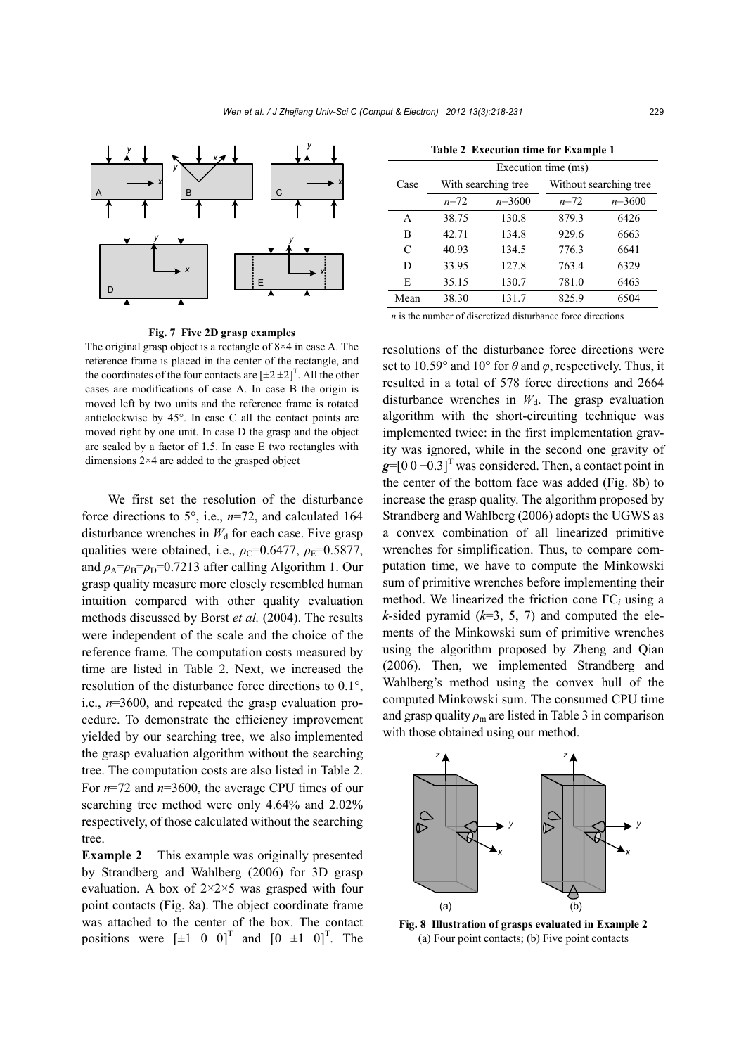**Fig. 7 Five 2D grasp examples**

The original grasp object is a rectangle of 8×4 in case A. The reference frame is placed in the center of the rectangle, and the coordinates of the four contacts are $[\pm 2\ \pm 2]^{\mathrm{T}}$. All the other cases are modifications of case A. In case B the origin is moved left by two units and the reference frame is rotated anticlockwise by 45°. In case C all the contact points are moved right by one unit. In case D the grasp and the object are scaled by a factor of 1.5. In case E two rectangles with dimensions 2×4 are added to the grasped object

We first set the resolution of the disturbance force directions to 5°, i.e., $n$=72, and calculated 164 disturbance wrenches in $W_{\mathrm{d}}$ for each case. Five grasp qualities were obtained, i.e., $\rho_{\mathrm{C}}$=0.6477, $\rho_{\mathrm{E}}$=0.5877, and $\rho_{\mathrm{A}}=\rho_{\mathrm{B}}=\rho_{\mathrm{D}}$=0.7213 after calling Algorithm 1. Our grasp quality measure more closely resembled human intuition compared with other quality evaluation methods discussed by Borst *et al.* (2004). The results were independent of the scale and the choice of the reference frame. The computation costs measured by time are listed in Table 2. Next, we increased the resolution of the disturbance force directions to 0.1°, i.e., $n$=3600, and repeated the grasp evaluation procedure. To demonstrate the efficiency improvement yielded by our searching tree, we also implemented the grasp evaluation algorithm without the searching tree. The computation costs are also listed in Table 2. For $n$=72 and $n$=3600, the average CPU times of our searching tree method were only 4.64% and 2.02% respectively, of those calculated without the searching tree.

**Example 2** This example was originally presented by Strandberg and Wahlberg (2006) for 3D grasp evaluation. A box of 2×2×5 was grasped with four point contacts (Fig. 8a). The object coordinate frame was attached to the center of the box. The contact positions were $[\pm 1\ \ 0\ \ 0]^{\mathrm{T}}$ and $[0\ \ \pm 1\ \ 0]^{\mathrm{T}}$. The

**Table 2 Execution time for Example 1**

| Case | Execution time (ms) | | | |
|---|---|---|---|---|
| | With searching tree | | Without searching tree | |
| | $n$=72 | $n$=3600 | $n$=72 | $n$=3600 |
| A | 38.75 | 130.8 | 879.3 | 6426 |
| B | 42.71 | 134.8 | 929.6 | 6663 |
| C | 40.93 | 134.5 | 776.3 | 6641 |
| D | 33.95 | 127.8 | 763.4 | 6329 |
| E | 35.15 | 130.7 | 781.0 | 6463 |
| Mean | 38.30 | 131.7 | 825.9 | 6504 |

$n$ is the number of discretized disturbance force directions

resolutions of the disturbance force directions were set to 10.59° and 10° for $\theta$ and $\varphi$, respectively. Thus, it resulted in a total of 578 force directions and 2664 disturbance wrenches in $W_{\mathrm{d}}$. The grasp evaluation algorithm with the short-circuiting technique was implemented twice: in the first implementation gravity was ignored, while in the second one gravity of $\boldsymbol{g}=[0\ 0\ {-0.3}]^{\mathrm{T}}$ was considered. Then, a contact point in the center of the bottom face was added (Fig. 8b) to increase the grasp quality. The algorithm proposed by Strandberg and Wahlberg (2006) adopts the UGWS as a convex combination of all linearized primitive wrenches for simplification. Thus, to compare computation time, we have to compute the Minkowski sum of primitive wrenches before implementing their method. We linearized the friction cone $\mathrm{FC}_i$ using a $k$-sided pyramid ($k$=3, 5, 7) and computed the elements of the Minkowski sum of primitive wrenches using the algorithm proposed by Zheng and Qian (2006). Then, we implemented Strandberg and Wahlberg's method using the convex hull of the computed Minkowski sum. The consumed CPU time and grasp quality $\rho_{\mathrm{m}}$ are listed in Table 3 in comparison with those obtained using our method.

**Fig. 8 Illustration of grasps evaluated in Example 2**
(a) Four point contacts; (b) Five point contacts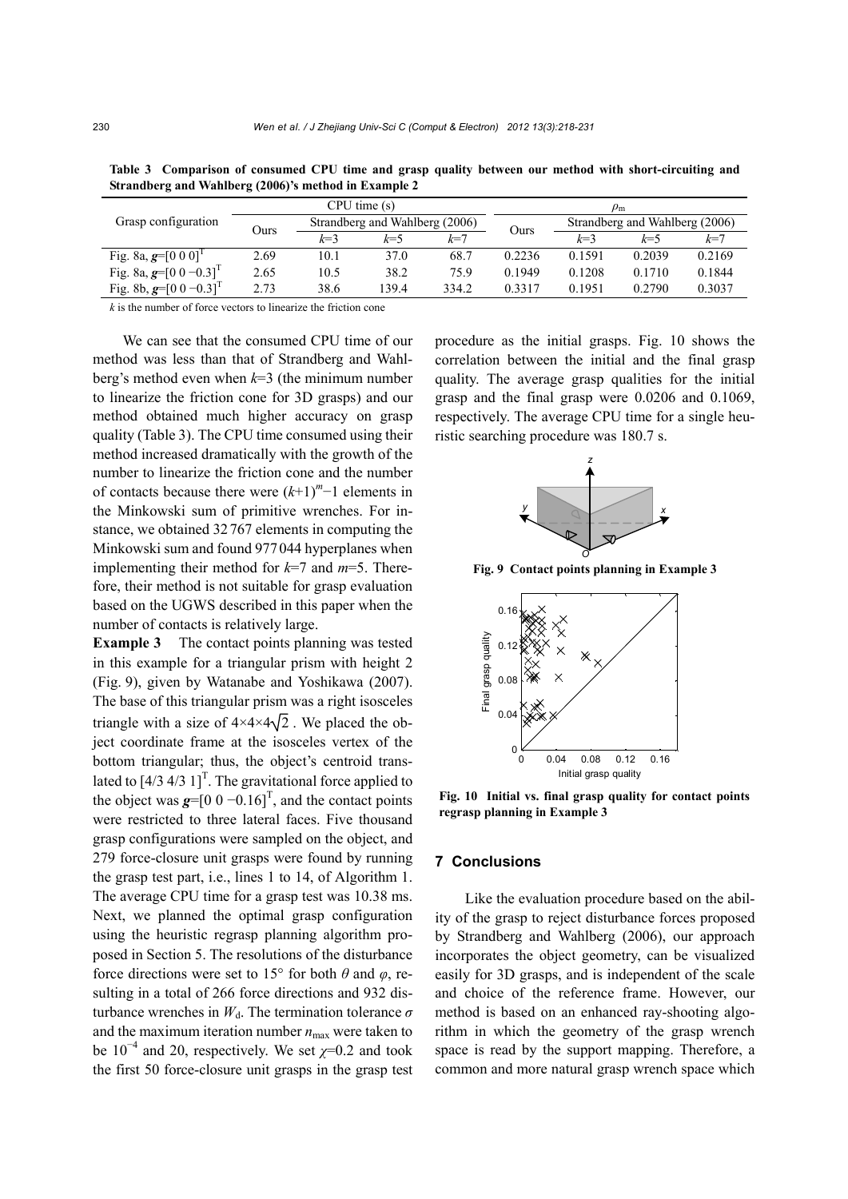**Table 3 Comparison of consumed CPU time and grasp quality between our method with short-circuiting and Strandberg and Wahlberg (2006)'s method in Example 2**

| Grasp configuration | CPU time (s) | | | | $\rho_m$ | | | |
|---|---|---|---|---|---|---|---|---|
| | Ours | Strandberg and Wahlberg (2006) | | | Ours | Strandberg and Wahlberg (2006) | | |
| | | $k$=3 | $k$=5 | $k$=7 | | $k$=3 | $k$=5 | $k$=7 |
| Fig. 8a, $\boldsymbol{g}=[0\ 0\ 0]^T$ | 2.69 | 10.1 | 37.0 | 68.7 | 0.2236 | 0.1591 | 0.2039 | 0.2169 |
| Fig. 8a, $\boldsymbol{g}=[0\ 0\ -0.3]^T$ | 2.65 | 10.5 | 38.2 | 75.9 | 0.1949 | 0.1208 | 0.1710 | 0.1844 |
| Fig. 8b, $\boldsymbol{g}=[0\ 0\ -0.3]^T$ | 2.73 | 38.6 | 139.4 | 334.2 | 0.3317 | 0.1951 | 0.2790 | 0.3037 |

$k$ is the number of force vectors to linearize the friction cone

We can see that the consumed CPU time of our method was less than that of Strandberg and Wahlberg's method even when $k$=3 (the minimum number to linearize the friction cone for 3D grasps) and our method obtained much higher accuracy on grasp quality (Table 3). The CPU time consumed using their method increased dramatically with the growth of the number to linearize the friction cone and the number of contacts because there were $(k+1)^m-1$ elements in the Minkowski sum of primitive wrenches. For instance, we obtained 32 767 elements in computing the Minkowski sum and found 977 044 hyperplanes when implementing their method for $k$=7 and $m$=5. Therefore, their method is not suitable for grasp evaluation based on the UGWS described in this paper when the number of contacts is relatively large.

**Example 3** The contact points planning was tested in this example for a triangular prism with height 2 (Fig. 9), given by Watanabe and Yoshikawa (2007). The base of this triangular prism was a right isosceles triangle with a size of $4\times4\times4\sqrt{2}$. We placed the object coordinate frame at the isosceles vertex of the bottom triangular; thus, the object's centroid translated to $[4/3\ 4/3\ 1]^T$. The gravitational force applied to the object was $\boldsymbol{g}=[0\ 0\ -0.16]^T$, and the contact points were restricted to three lateral faces. Five thousand grasp configurations were sampled on the object, and 279 force-closure unit grasps were found by running the grasp test part, i.e., lines 1 to 14, of Algorithm 1. The average CPU time for a grasp test was 10.38 ms. Next, we planned the optimal grasp configuration using the heuristic regrasp planning algorithm proposed in Section 5. The resolutions of the disturbance force directions were set to 15° for both $\theta$ and $\varphi$, resulting in a total of 266 force directions and 932 disturbance wrenches in $W_d$. The termination tolerance $\sigma$ and the maximum iteration number $n_{max}$ were taken to be $10^{-4}$ and 20, respectively. We set $\chi$=0.2 and took the first 50 force-closure unit grasps in the grasp test procedure as the initial grasps. Fig. 10 shows the correlation between the initial and the final grasp quality. The average grasp qualities for the initial grasp and the final grasp were 0.0206 and 0.1069, respectively. The average CPU time for a single heuristic searching procedure was 180.7 s.

**Fig. 9 Contact points planning in Example 3**

**Fig. 10 Initial vs. final grasp quality for contact points regrasp planning in Example 3**

## 7 Conclusions

Like the evaluation procedure based on the ability of the grasp to reject disturbance forces proposed by Strandberg and Wahlberg (2006), our approach incorporates the object geometry, can be visualized easily for 3D grasps, and is independent of the scale and choice of the reference frame. However, our method is based on an enhanced ray-shooting algorithm in which the geometry of the grasp wrench space is read by the support mapping. Therefore, a common and more natural grasp wrench space which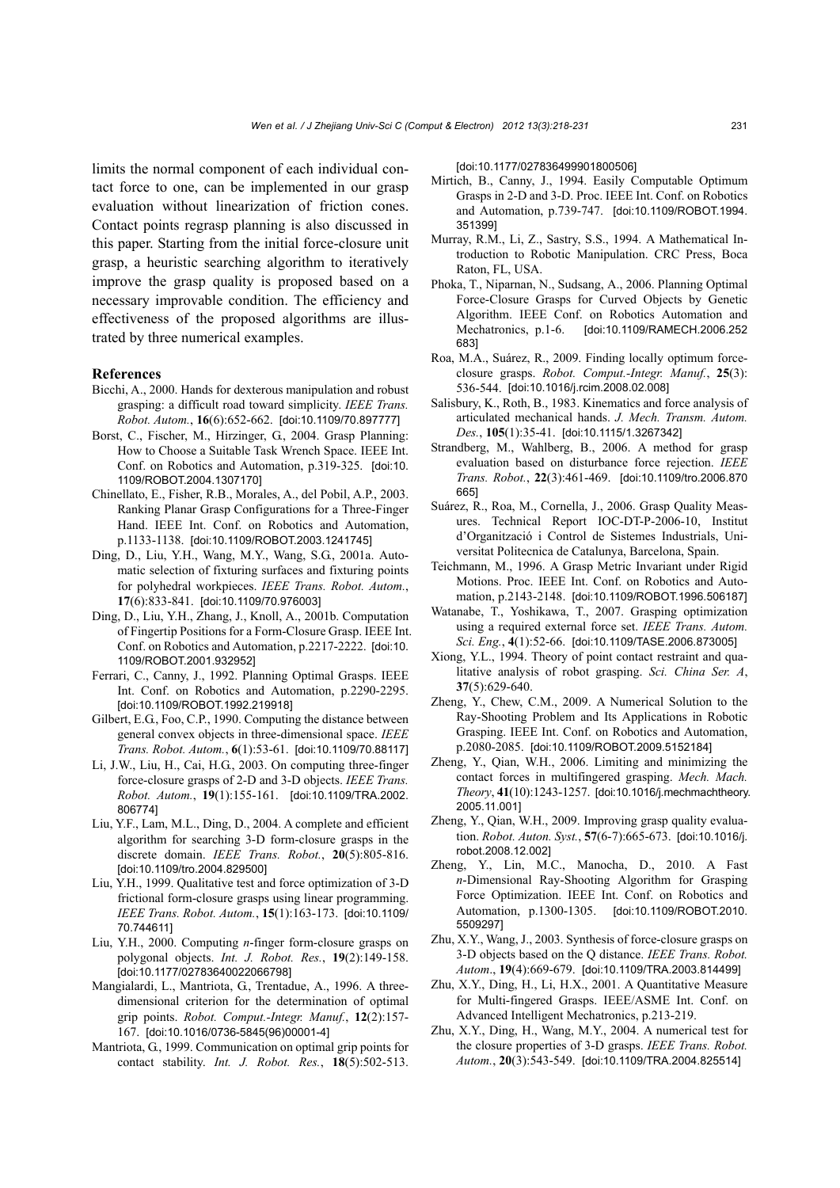limits the normal component of each individual contact force to one, can be implemented in our grasp evaluation without linearization of friction cones. Contact points regrasp planning is also discussed in this paper. Starting from the initial force-closure unit grasp, a heuristic searching algorithm to iteratively improve the grasp quality is proposed based on a necessary improvable condition. The efficiency and effectiveness of the proposed algorithms are illustrated by three numerical examples.

## References

Bicchi, A., 2000. Hands for dexterous manipulation and robust grasping: a difficult road toward simplicity. *IEEE Trans. Robot. Autom.*, **16**(6):652-662. [doi:10.1109/70.897777]

Borst, C., Fischer, M., Hirzinger, G., 2004. Grasp Planning: How to Choose a Suitable Task Wrench Space. IEEE Int. Conf. on Robotics and Automation, p.319-325. [doi:10.1109/ROBOT.2004.1307170]

Chinellato, E., Fisher, R.B., Morales, A., del Pobil, A.P., 2003. Ranking Planar Grasp Configurations for a Three-Finger Hand. IEEE Int. Conf. on Robotics and Automation, p.1133-1138. [doi:10.1109/ROBOT.2003.1241745]

Ding, D., Liu, Y.H., Wang, M.Y., Wang, S.G., 2001a. Automatic selection of fixturing surfaces and fixturing points for polyhedral workpieces. *IEEE Trans. Robot. Autom.*, **17**(6):833-841. [doi:10.1109/70.976003]

Ding, D., Liu, Y.H., Zhang, J., Knoll, A., 2001b. Computation of Fingertip Positions for a Form-Closure Grasp. IEEE Int. Conf. on Robotics and Automation, p.2217-2222. [doi:10.1109/ROBOT.2001.932952]

Ferrari, C., Canny, J., 1992. Planning Optimal Grasps. IEEE Int. Conf. on Robotics and Automation, p.2290-2295. [doi:10.1109/ROBOT.1992.219918]

Gilbert, E.G., Foo, C.P., 1990. Computing the distance between general convex objects in three-dimensional space. *IEEE Trans. Robot. Autom.*, **6**(1):53-61. [doi:10.1109/70.88117]

Li, J.W., Liu, H., Cai, H.G., 2003. On computing three-finger force-closure grasps of 2-D and 3-D objects. *IEEE Trans. Robot. Autom.*, **19**(1):155-161. [doi:10.1109/TRA.2002.806774]

Liu, Y.F., Lam, M.L., Ding, D., 2004. A complete and efficient algorithm for searching 3-D form-closure grasps in the discrete domain. *IEEE Trans. Robot.*, **20**(5):805-816. [doi:10.1109/tro.2004.829500]

Liu, Y.H., 1999. Qualitative test and force optimization of 3-D frictional form-closure grasps using linear programming. *IEEE Trans. Robot. Autom.*, **15**(1):163-173. [doi:10.1109/70.744611]

Liu, Y.H., 2000. Computing *n*-finger form-closure grasps on polygonal objects. *Int. J. Robot. Res.*, **19**(2):149-158. [doi:10.1177/02783640022066798]

Mangialardi, L., Mantriota, G., Trentadue, A., 1996. A three-dimensional criterion for the determination of optimal grip points. *Robot. Comput.-Integr. Manuf.*, **12**(2):157-167. [doi:10.1016/0736-5845(96)00001-4]

Mantriota, G., 1999. Communication on optimal grip points for contact stability. *Int. J. Robot. Res.*, **18**(5):502-513. [doi:10.1177/027836499901800506]

Mirtich, B., Canny, J., 1994. Easily Computable Optimum Grasps in 2-D and 3-D. Proc. IEEE Int. Conf. on Robotics and Automation, p.739-747. [doi:10.1109/ROBOT.1994.351399]

Murray, R.M., Li, Z., Sastry, S.S., 1994. A Mathematical Introduction to Robotic Manipulation. CRC Press, Boca Raton, FL, USA.

Phoka, T., Niparnan, N., Sudsang, A., 2006. Planning Optimal Force-Closure Grasps for Curved Objects by Genetic Algorithm. IEEE Conf. on Robotics Automation and Mechatronics, p.1-6. [doi:10.1109/RAMECH.2006.252683]

Roa, M.A., Suárez, R., 2009. Finding locally optimum force-closure grasps. *Robot. Comput.-Integr. Manuf.*, **25**(3):536-544. [doi:10.1016/j.rcim.2008.02.008]

Salisbury, K., Roth, B., 1983. Kinematics and force analysis of articulated mechanical hands. *J. Mech. Transm. Autom. Des.*, **105**(1):35-41. [doi:10.1115/1.3267342]

Strandberg, M., Wahlberg, B., 2006. A method for grasp evaluation based on disturbance force rejection. *IEEE Trans. Robot.*, **22**(3):461-469. [doi:10.1109/tro.2006.870665]

Suárez, R., Roa, M., Cornella, J., 2006. Grasp Quality Measures. Technical Report IOC-DT-P-2006-10, Institut d'Organització i Control de Sistemes Industrials, Universitat Politecnica de Catalunya, Barcelona, Spain.

Teichmann, M., 1996. A Grasp Metric Invariant under Rigid Motions. Proc. IEEE Int. Conf. on Robotics and Automation, p.2143-2148. [doi:10.1109/ROBOT.1996.506187]

Watanabe, T., Yoshikawa, T., 2007. Grasping optimization using a required external force set. *IEEE Trans. Autom. Sci. Eng.*, **4**(1):52-66. [doi:10.1109/TASE.2006.873005]

Xiong, Y.L., 1994. Theory of point contact restraint and qualitative analysis of robot grasping. *Sci. China Ser. A*, **37**(5):629-640.

Zheng, Y., Chew, C.M., 2009. A Numerical Solution to the Ray-Shooting Problem and Its Applications in Robotic Grasping. IEEE Int. Conf. on Robotics and Automation, p.2080-2085. [doi:10.1109/ROBOT.2009.5152184]

Zheng, Y., Qian, W.H., 2006. Limiting and minimizing the contact forces in multifingered grasping. *Mech. Mach. Theory*, **41**(10):1243-1257. [doi:10.1016/j.mechmachtheory.2005.11.001]

Zheng, Y., Qian, W.H., 2009. Improving grasp quality evaluation. *Robot. Auton. Syst.*, **57**(6-7):665-673. [doi:10.1016/j.robot.2008.12.002]

Zheng, Y., Lin, M.C., Manocha, D., 2010. A Fast *n*-Dimensional Ray-Shooting Algorithm for Grasping Force Optimization. IEEE Int. Conf. on Robotics and Automation, p.1300-1305. [doi:10.1109/ROBOT.2010.5509297]

Zhu, X.Y., Wang, J., 2003. Synthesis of force-closure grasps on 3-D objects based on the Q distance. *IEEE Trans. Robot. Autom.*, **19**(4):669-679. [doi:10.1109/TRA.2003.814499]

Zhu, X.Y., Ding, H., Li, H.X., 2001. A Quantitative Measure for Multi-fingered Grasps. IEEE/ASME Int. Conf. on Advanced Intelligent Mechatronics, p.213-219.

Zhu, X.Y., Ding, H., Wang, M.Y., 2004. A numerical test for the closure properties of 3-D grasps. *IEEE Trans. Robot. Autom.*, **20**(3):543-549. [doi:10.1109/TRA.2004.825514]